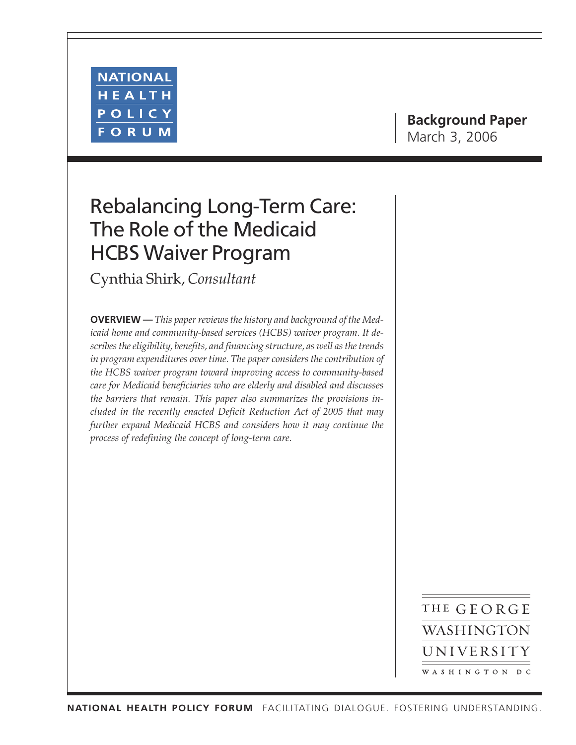NATIONAL HEALTH POLICY FORUM

**Background Paper**
March 3, 2006

# Rebalancing Long-Term Care: The Role of the Medicaid HCBS Waiver Program

Cynthia Shirk, *Consultant*

**OVERVIEW —** *This paper reviews the history and background of the Medicaid home and community-based services (HCBS) waiver program. It describes the eligibility, benefits, and financing structure, as well as the trends in program expenditures over time. The paper considers the contribution of the HCBS waiver program toward improving access to community-based care for Medicaid beneficiaries who are elderly and disabled and discusses the barriers that remain. This paper also summarizes the provisions included in the recently enacted Deficit Reduction Act of 2005 that may further expand Medicaid HCBS and considers how it may continue the process of redefining the concept of long-term care.*

THE GEORGE WASHINGTON UNIVERSITY
WASHINGTON DC

**NATIONAL HEALTH POLICY FORUM** FACILITATING DIALOGUE. FOSTERING UNDERSTANDING.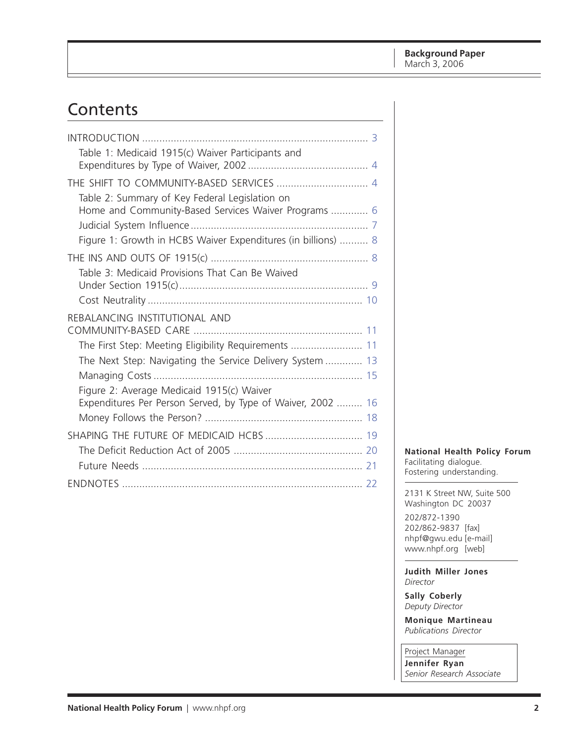Background Paper
March 3, 2006

# Contents

INTRODUCTION .............................................................................. 3

- Table 1: Medicaid 1915(c) Waiver Participants and Expenditures by Type of Waiver, 2002 ......................................... 4

THE SHIFT TO COMMUNITY-BASED SERVICES ................................ 4

- Table 2: Summary of Key Federal Legislation on Home and Community-Based Services Waiver Programs ............. 6
- Judicial System Influence ............................................................. 7
- Figure 1: Growth in HCBS Waiver Expenditures (in billions) .......... 8

THE INS AND OUTS OF 1915(c) ...................................................... 8

- Table 3: Medicaid Provisions That Can Be Waived Under Section 1915(c) ................................................................. 9
- Cost Neutrality .......................................................................... 10

REBALANCING INSTITUTIONAL AND COMMUNITY-BASED CARE .......................................................... 11

- The First Step: Meeting Eligibility Requirements ......................... 11
- The Next Step: Navigating the Service Delivery System ............. 13
- Managing Costs ........................................................................ 15
- Figure 2: Average Medicaid 1915(c) Waiver Expenditures Per Person Served, by Type of Waiver, 2002 ......... 16
- Money Follows the Person? ...................................................... 18

SHAPING THE FUTURE OF MEDICAID HCBS .................................. 19

- The Deficit Reduction Act of 2005 ............................................ 20
- Future Needs ............................................................................ 21

ENDNOTES ................................................................................... 22

**National Health Policy Forum**
Facilitating dialogue.
Fostering understanding.

2131 K Street NW, Suite 500
Washington DC 20037

202/872-1390
202/862-9837 [fax]
nhpf@gwu.edu [e-mail]
www.nhpf.org [web]

**Judith Miller Jones**
*Director*

**Sally Coberly**
*Deputy Director*

**Monique Martineau**
*Publications Director*

Project Manager
**Jennifer Ryan**
*Senior Research Associate*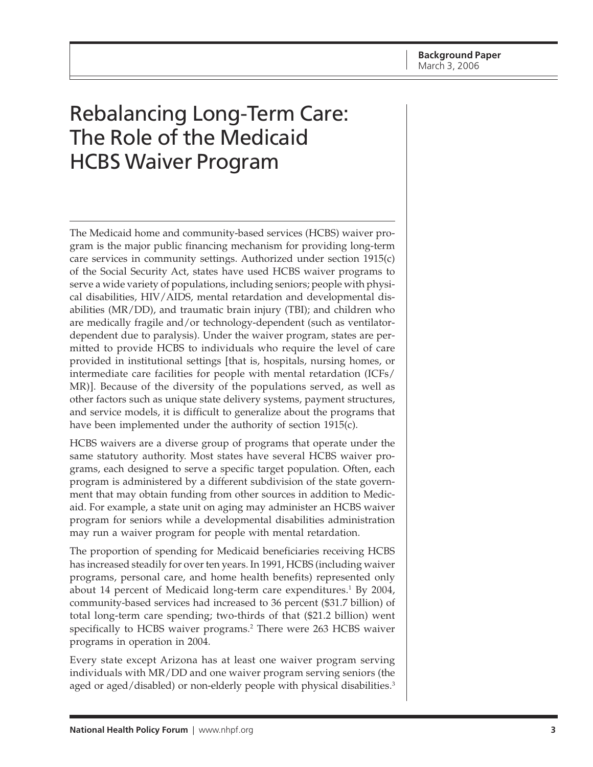# Rebalancing Long-Term Care: The Role of the Medicaid HCBS Waiver Program

The Medicaid home and community-based services (HCBS) waiver program is the major public financing mechanism for providing long-term care services in community settings. Authorized under section 1915(c) of the Social Security Act, states have used HCBS waiver programs to serve a wide variety of populations, including seniors; people with physical disabilities, HIV/AIDS, mental retardation and developmental disabilities (MR/DD), and traumatic brain injury (TBI); and children who are medically fragile and/or technology-dependent (such as ventilator-dependent due to paralysis). Under the waiver program, states are permitted to provide HCBS to individuals who require the level of care provided in institutional settings [that is, hospitals, nursing homes, or intermediate care facilities for people with mental retardation (ICFs/MR)]. Because of the diversity of the populations served, as well as other factors such as unique state delivery systems, payment structures, and service models, it is difficult to generalize about the programs that have been implemented under the authority of section 1915(c).

HCBS waivers are a diverse group of programs that operate under the same statutory authority. Most states have several HCBS waiver programs, each designed to serve a specific target population. Often, each program is administered by a different subdivision of the state government that may obtain funding from other sources in addition to Medicaid. For example, a state unit on aging may administer an HCBS waiver program for seniors while a developmental disabilities administration may run a waiver program for people with mental retardation.

The proportion of spending for Medicaid beneficiaries receiving HCBS has increased steadily for over ten years. In 1991, HCBS (including waiver programs, personal care, and home health benefits) represented only about 14 percent of Medicaid long-term care expenditures.[1] By 2004, community-based services had increased to 36 percent ($31.7 billion) of total long-term care spending; two-thirds of that ($21.2 billion) went specifically to HCBS waiver programs.[2] There were 263 HCBS waiver programs in operation in 2004.

Every state except Arizona has at least one waiver program serving individuals with MR/DD and one waiver program serving seniors (the aged or aged/disabled) or non-elderly people with physical disabilities.[3]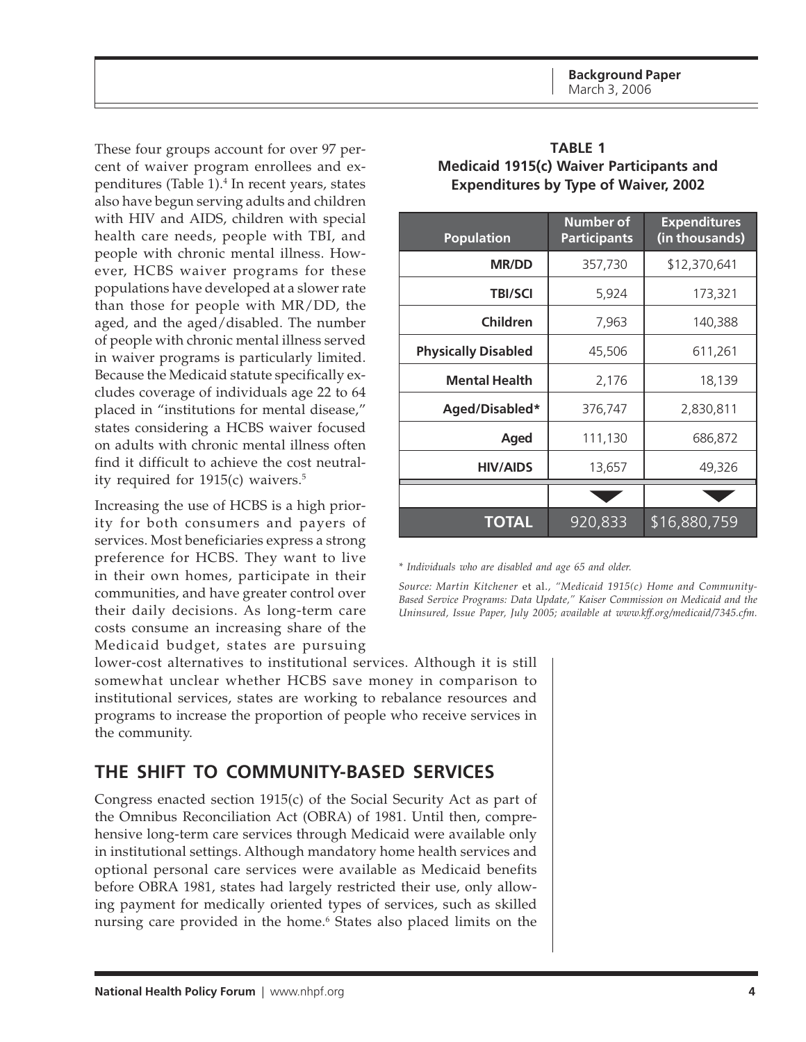These four groups account for over 97 percent of waiver program enrollees and expenditures (Table 1).[4] In recent years, states also have begun serving adults and children with HIV and AIDS, children with special health care needs, people with TBI, and people with chronic mental illness. However, HCBS waiver programs for these populations have developed at a slower rate than those for people with MR/DD, the aged, and the aged/disabled. The number of people with chronic mental illness served in waiver programs is particularly limited. Because the Medicaid statute specifically excludes coverage of individuals age 22 to 64 placed in "institutions for mental disease," states considering a HCBS waiver focused on adults with chronic mental illness often find it difficult to achieve the cost neutrality required for 1915(c) waivers.[5]

**TABLE 1**
**Medicaid 1915(c) Waiver Participants and Expenditures by Type of Waiver, 2002**

| Population | Number of Participants | Expenditures (in thousands) |
|---|---|---|
| MR/DD | 357,730 | $12,370,641 |
| TBI/SCI | 5,924 | 173,321 |
| Children | 7,963 | 140,388 |
| Physically Disabled | 45,506 | 611,261 |
| Mental Health | 2,176 | 18,139 |
| Aged/Disabled* | 376,747 | 2,830,811 |
| Aged | 111,130 | 686,872 |
| HIV/AIDS | 13,657 | 49,326 |
| **TOTAL** | 920,833 | $16,880,759 |

\* *Individuals who are disabled and age 65 and older.*

*Source: Martin Kitchener et al., "Medicaid 1915(c) Home and Community-Based Service Programs: Data Update," Kaiser Commission on Medicaid and the Uninsured, Issue Paper, July 2005; available at www.kff.org/medicaid/7345.cfm.*

Increasing the use of HCBS is a high priority for both consumers and payers of services. Most beneficiaries express a strong preference for HCBS. They want to live in their own homes, participate in their communities, and have greater control over their daily decisions. As long-term care costs consume an increasing share of the Medicaid budget, states are pursuing lower-cost alternatives to institutional services. Although it is still somewhat unclear whether HCBS save money in comparison to institutional services, states are working to rebalance resources and programs to increase the proportion of people who receive services in the community.

## THE SHIFT TO COMMUNITY-BASED SERVICES

Congress enacted section 1915(c) of the Social Security Act as part of the Omnibus Reconciliation Act (OBRA) of 1981. Until then, comprehensive long-term care services through Medicaid were available only in institutional settings. Although mandatory home health services and optional personal care services were available as Medicaid benefits before OBRA 1981, states had largely restricted their use, only allowing payment for medically oriented types of services, such as skilled nursing care provided in the home.[6] States also placed limits on the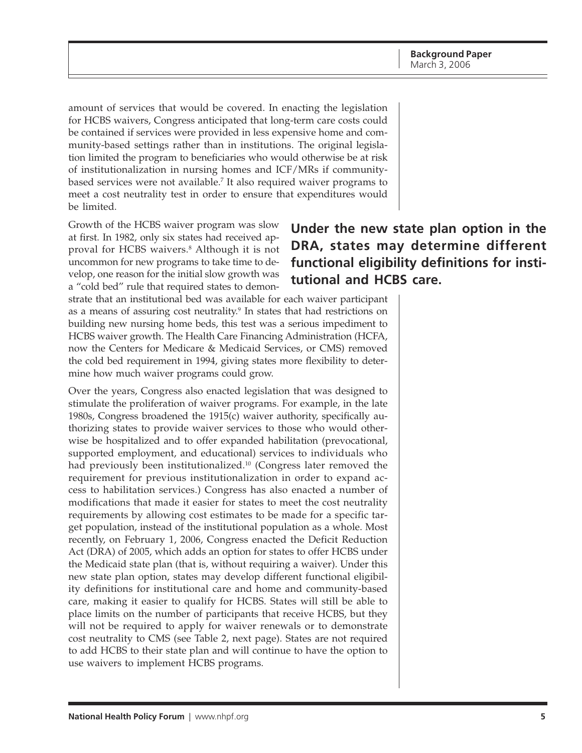amount of services that would be covered. In enacting the legislation for HCBS waivers, Congress anticipated that long-term care costs could be contained if services were provided in less expensive home and community-based settings rather than in institutions. The original legislation limited the program to beneficiaries who would otherwise be at risk of institutionalization in nursing homes and ICF/MRs if community-based services were not available.[7] It also required waiver programs to meet a cost neutrality test in order to ensure that expenditures would be limited.

Growth of the HCBS waiver program was slow at first. In 1982, only six states had received approval for HCBS waivers.[8] Although it is not uncommon for new programs to take time to develop, one reason for the initial slow growth was a "cold bed" rule that required states to demonstrate that an institutional bed was available for each waiver participant as a means of assuring cost neutrality.[9] In states that had restrictions on building new nursing home beds, this test was a serious impediment to HCBS waiver growth. The Health Care Financing Administration (HCFA, now the Centers for Medicare & Medicaid Services, or CMS) removed the cold bed requirement in 1994, giving states more flexibility to determine how much waiver programs could grow.

**Under the new state plan option in the DRA, states may determine different functional eligibility definitions for institutional and HCBS care.**

Over the years, Congress also enacted legislation that was designed to stimulate the proliferation of waiver programs. For example, in the late 1980s, Congress broadened the 1915(c) waiver authority, specifically authorizing states to provide waiver services to those who would otherwise be hospitalized and to offer expanded habilitation (prevocational, supported employment, and educational) services to individuals who had previously been institutionalized.[10] (Congress later removed the requirement for previous institutionalization in order to expand access to habilitation services.) Congress has also enacted a number of modifications that made it easier for states to meet the cost neutrality requirements by allowing cost estimates to be made for a specific target population, instead of the institutional population as a whole. Most recently, on February 1, 2006, Congress enacted the Deficit Reduction Act (DRA) of 2005, which adds an option for states to offer HCBS under the Medicaid state plan (that is, without requiring a waiver). Under this new state plan option, states may develop different functional eligibility definitions for institutional care and home and community-based care, making it easier to qualify for HCBS. States will still be able to place limits on the number of participants that receive HCBS, but they will not be required to apply for waiver renewals or to demonstrate cost neutrality to CMS (see Table 2, next page). States are not required to add HCBS to their state plan and will continue to have the option to use waivers to implement HCBS programs.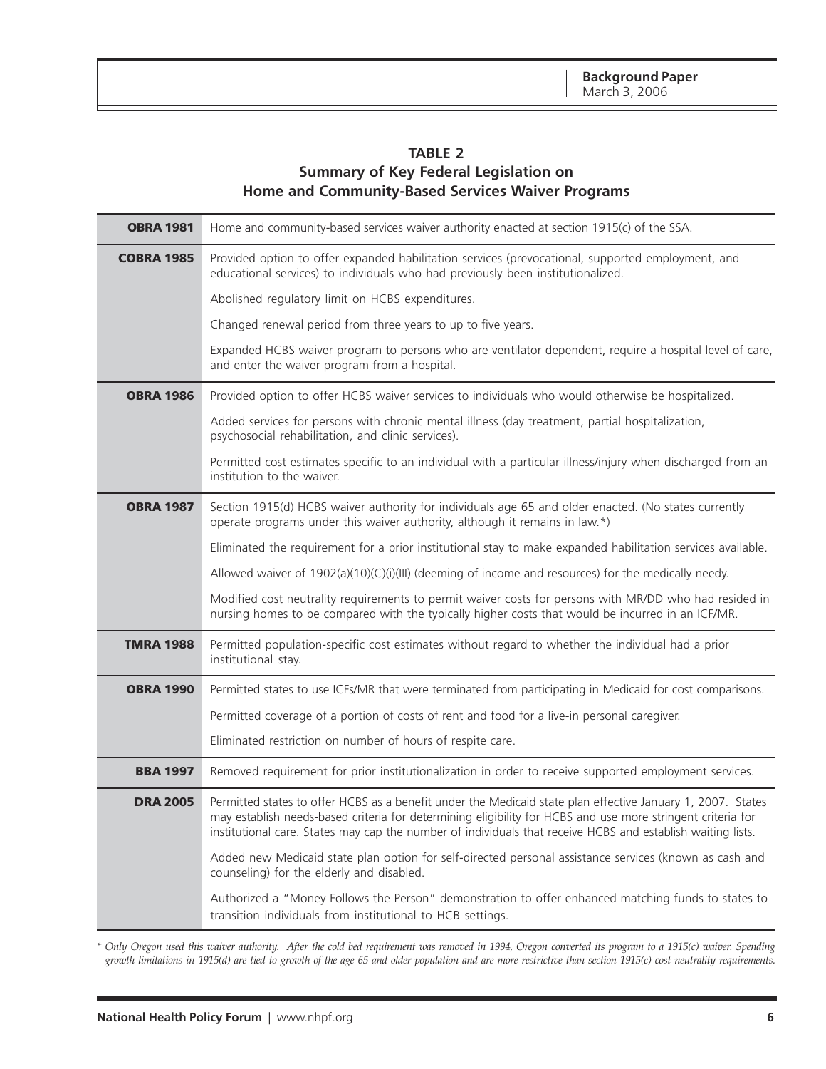## TABLE 2
## Summary of Key Federal Legislation on Home and Community-Based Services Waiver Programs

| | |
|---|---|
| **OBRA 1981** | Home and community-based services waiver authority enacted at section 1915(c) of the SSA. |
| **COBRA 1985** | Provided option to offer expanded habilitation services (prevocational, supported employment, and educational services) to individuals who had previously been institutionalized. |
| | Abolished regulatory limit on HCBS expenditures. |
| | Changed renewal period from three years to up to five years. |
| | Expanded HCBS waiver program to persons who are ventilator dependent, require a hospital level of care, and enter the waiver program from a hospital. |
| **OBRA 1986** | Provided option to offer HCBS waiver services to individuals who would otherwise be hospitalized. |
| | Added services for persons with chronic mental illness (day treatment, partial hospitalization, psychosocial rehabilitation, and clinic services). |
| | Permitted cost estimates specific to an individual with a particular illness/injury when discharged from an institution to the waiver. |
| **OBRA 1987** | Section 1915(d) HCBS waiver authority for individuals age 65 and older enacted. (No states currently operate programs under this waiver authority, although it remains in law.*) |
| | Eliminated the requirement for a prior institutional stay to make expanded habilitation services available. |
| | Allowed waiver of 1902(a)(10)(C)(i)(III) (deeming of income and resources) for the medically needy. |
| | Modified cost neutrality requirements to permit waiver costs for persons with MR/DD who had resided in nursing homes to be compared with the typically higher costs that would be incurred in an ICF/MR. |
| **TMRA 1988** | Permitted population-specific cost estimates without regard to whether the individual had a prior institutional stay. |
| **OBRA 1990** | Permitted states to use ICFs/MR that were terminated from participating in Medicaid for cost comparisons. |
| | Permitted coverage of a portion of costs of rent and food for a live-in personal caregiver. |
| | Eliminated restriction on number of hours of respite care. |
| **BBA 1997** | Removed requirement for prior institutionalization in order to receive supported employment services. |
| **DRA 2005** | Permitted states to offer HCBS as a benefit under the Medicaid state plan effective January 1, 2007. States may establish needs-based criteria for determining eligibility for HCBS and use more stringent criteria for institutional care. States may cap the number of individuals that receive HCBS and establish waiting lists. |
| | Added new Medicaid state plan option for self-directed personal assistance services (known as cash and counseling) for the elderly and disabled. |
| | Authorized a "Money Follows the Person" demonstration to offer enhanced matching funds to states to transition individuals from institutional to HCB settings. |

*\* Only Oregon used this waiver authority. After the cold bed requirement was removed in 1994, Oregon converted its program to a 1915(c) waiver. Spending growth limitations in 1915(d) are tied to growth of the age 65 and older population and are more restrictive than section 1915(c) cost neutrality requirements.*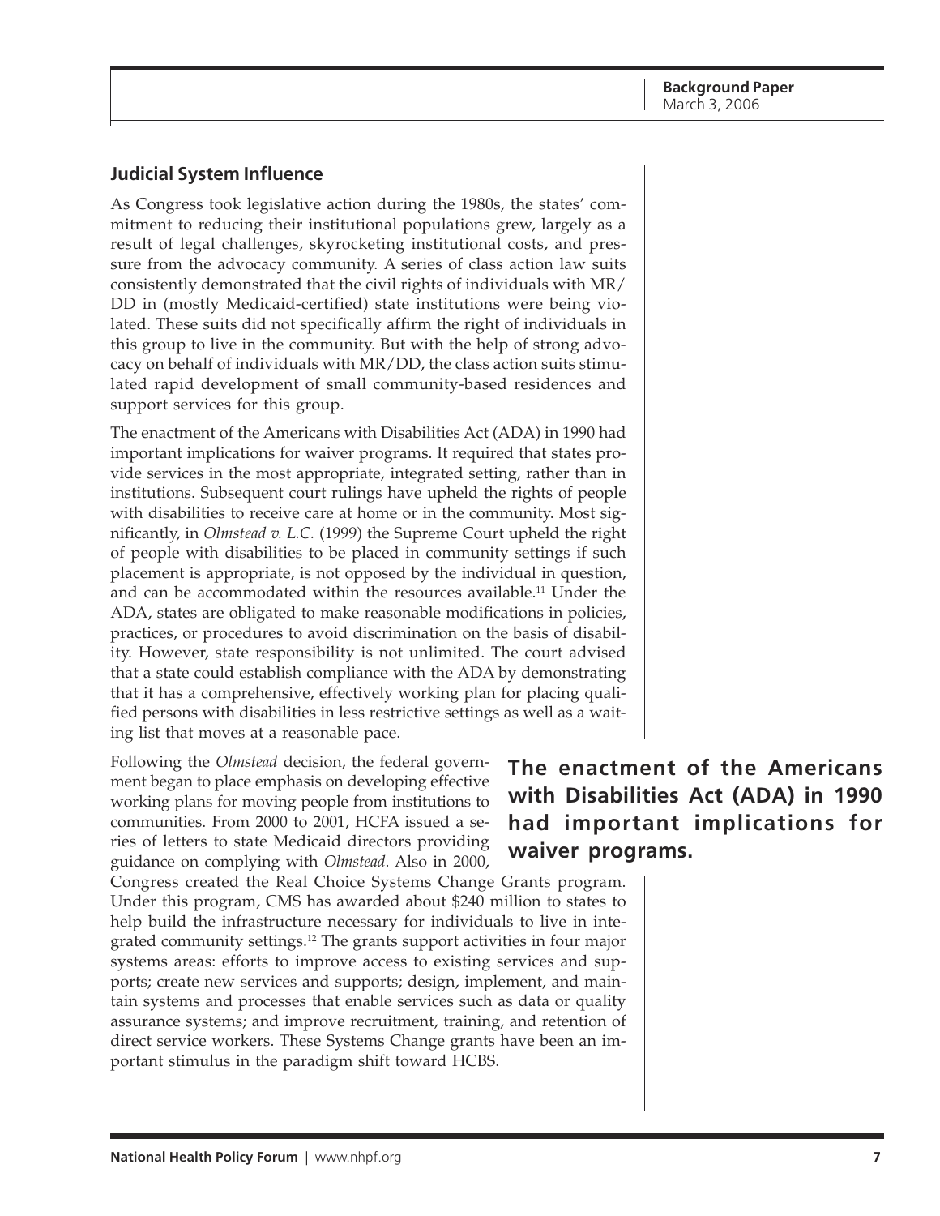## Judicial System Influence

As Congress took legislative action during the 1980s, the states' commitment to reducing their institutional populations grew, largely as a result of legal challenges, skyrocketing institutional costs, and pressure from the advocacy community. A series of class action law suits consistently demonstrated that the civil rights of individuals with MR/DD in (mostly Medicaid-certified) state institutions were being violated. These suits did not specifically affirm the right of individuals in this group to live in the community. But with the help of strong advocacy on behalf of individuals with MR/DD, the class action suits stimulated rapid development of small community-based residences and support services for this group.

The enactment of the Americans with Disabilities Act (ADA) in 1990 had important implications for waiver programs. It required that states provide services in the most appropriate, integrated setting, rather than in institutions. Subsequent court rulings have upheld the rights of people with disabilities to receive care at home or in the community. Most significantly, in *Olmstead v. L.C.* (1999) the Supreme Court upheld the right of people with disabilities to be placed in community settings if such placement is appropriate, is not opposed by the individual in question, and can be accommodated within the resources available.[11] Under the ADA, states are obligated to make reasonable modifications in policies, practices, or procedures to avoid discrimination on the basis of disability. However, state responsibility is not unlimited. The court advised that a state could establish compliance with the ADA by demonstrating that it has a comprehensive, effectively working plan for placing qualified persons with disabilities in less restrictive settings as well as a waiting list that moves at a reasonable pace.

**The enactment of the Americans with Disabilities Act (ADA) in 1990 had important implications for waiver programs.**

Following the *Olmstead* decision, the federal government began to place emphasis on developing effective working plans for moving people from institutions to communities. From 2000 to 2001, HCFA issued a series of letters to state Medicaid directors providing guidance on complying with *Olmstead*. Also in 2000, Congress created the Real Choice Systems Change Grants program. Under this program, CMS has awarded about $240 million to states to help build the infrastructure necessary for individuals to live in integrated community settings.[12] The grants support activities in four major systems areas: efforts to improve access to existing services and supports; create new services and supports; design, implement, and maintain systems and processes that enable services such as data or quality assurance systems; and improve recruitment, training, and retention of direct service workers. These Systems Change grants have been an important stimulus in the paradigm shift toward HCBS.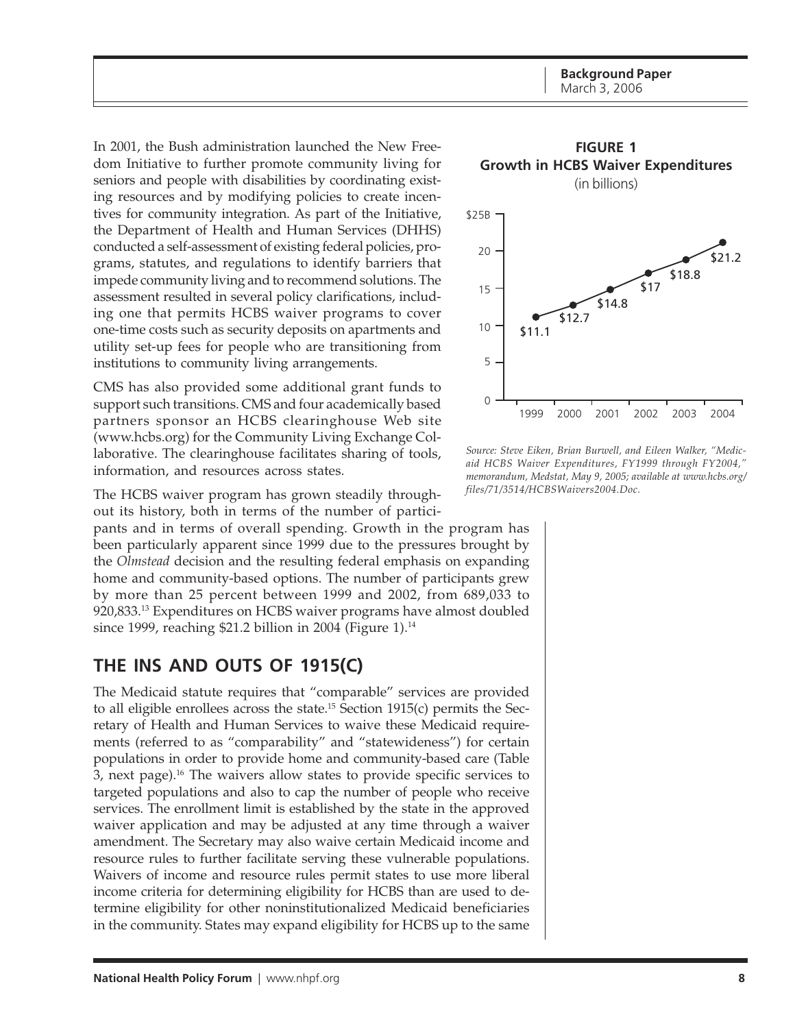In 2001, the Bush administration launched the New Freedom Initiative to further promote community living for seniors and people with disabilities by coordinating existing resources and by modifying policies to create incentives for community integration. As part of the Initiative, the Department of Health and Human Services (DHHS) conducted a self-assessment of existing federal policies, programs, statutes, and regulations to identify barriers that impede community living and to recommend solutions. The assessment resulted in several policy clarifications, including one that permits HCBS waiver programs to cover one-time costs such as security deposits on apartments and utility set-up fees for people who are transitioning from institutions to community living arrangements.

CMS has also provided some additional grant funds to support such transitions. CMS and four academically based partners sponsor an HCBS clearinghouse Web site (www.hcbs.org) for the Community Living Exchange Collaborative. The clearinghouse facilitates sharing of tools, information, and resources across states.

The HCBS waiver program has grown steadily throughout its history, both in terms of the number of participants and in terms of overall spending. Growth in the program has been particularly apparent since 1999 due to the pressures brought by the *Olmstead* decision and the resulting federal emphasis on expanding home and community-based options. The number of participants grew by more than 25 percent between 1999 and 2002, from 689,033 to 920,833.[13] Expenditures on HCBS waiver programs have almost doubled since 1999, reaching $21.2 billion in 2004 (Figure 1).[14]

**FIGURE 1**
**Growth in HCBS Waiver Expenditures**
(in billions)

| Year | Expenditures |
|---|---|
| 1999 | $11.1 |
| 2000 | $12.7 |
| 2001 | $14.8 |
| 2002 | $17 |
| 2003 | $18.8 |
| 2004 | $21.2 |

*Source: Steve Eiken, Brian Burwell, and Eileen Walker, "Medicaid HCBS Waiver Expenditures, FY1999 through FY2004," memorandum, Medstat, May 9, 2005; available at www.hcbs.org/files/71/3514/HCBSWaivers2004.Doc.*

## THE INS AND OUTS OF 1915(C)

The Medicaid statute requires that "comparable" services are provided to all eligible enrollees across the state.[15] Section 1915(c) permits the Secretary of Health and Human Services to waive these Medicaid requirements (referred to as "comparability" and "statewideness") for certain populations in order to provide home and community-based care (Table 3, next page).[16] The waivers allow states to provide specific services to targeted populations and also to cap the number of people who receive services. The enrollment limit is established by the state in the approved waiver application and may be adjusted at any time through a waiver amendment. The Secretary may also waive certain Medicaid income and resource rules to further facilitate serving these vulnerable populations. Waivers of income and resource rules permit states to use more liberal income criteria for determining eligibility for HCBS than are used to determine eligibility for other noninstitutionalized Medicaid beneficiaries in the community. States may expand eligibility for HCBS up to the same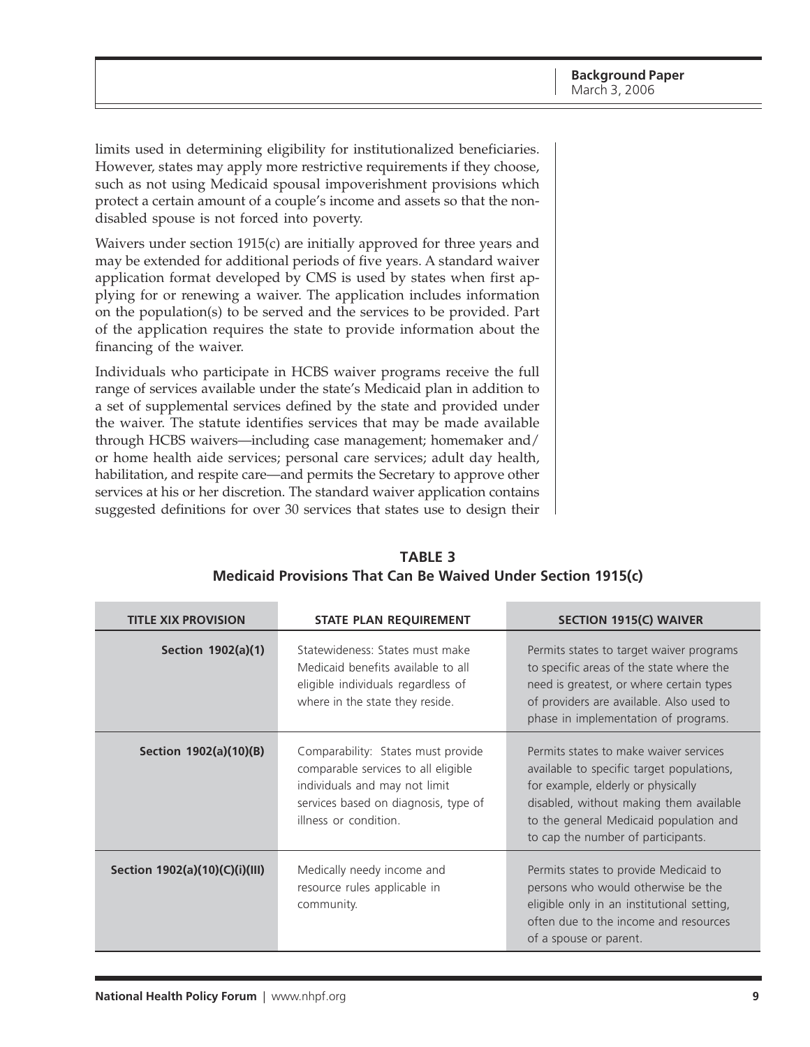limits used in determining eligibility for institutionalized beneficiaries. However, states may apply more restrictive requirements if they choose, such as not using Medicaid spousal impoverishment provisions which protect a certain amount of a couple's income and assets so that the non-disabled spouse is not forced into poverty.

Waivers under section 1915(c) are initially approved for three years and may be extended for additional periods of five years. A standard waiver application format developed by CMS is used by states when first applying for or renewing a waiver. The application includes information on the population(s) to be served and the services to be provided. Part of the application requires the state to provide information about the financing of the waiver.

Individuals who participate in HCBS waiver programs receive the full range of services available under the state's Medicaid plan in addition to a set of supplemental services defined by the state and provided under the waiver. The statute identifies services that may be made available through HCBS waivers—including case management; homemaker and/or home health aide services; personal care services; adult day health, habilitation, and respite care—and permits the Secretary to approve other services at his or her discretion. The standard waiver application contains suggested definitions for over 30 services that states use to design their

**TABLE 3**
**Medicaid Provisions That Can Be Waived Under Section 1915(c)**

| TITLE XIX PROVISION | STATE PLAN REQUIREMENT | SECTION 1915(C) WAIVER |
|---|---|---|
| **Section 1902(a)(1)** | Statewideness: States must make Medicaid benefits available to all eligible individuals regardless of where in the state they reside. | Permits states to target waiver programs to specific areas of the state where the need is greatest, or where certain types of providers are available. Also used to phase in implementation of programs. |
| **Section 1902(a)(10)(B)** | Comparability: States must provide comparable services to all eligible individuals and may not limit services based on diagnosis, type of illness or condition. | Permits states to make waiver services available to specific target populations, for example, elderly or physically disabled, without making them available to the general Medicaid population and to cap the number of participants. |
| **Section 1902(a)(10)(C)(i)(III)** | Medically needy income and resource rules applicable in community. | Permits states to provide Medicaid to persons who would otherwise be the eligible only in an institutional setting, often due to the income and resources of a spouse or parent. |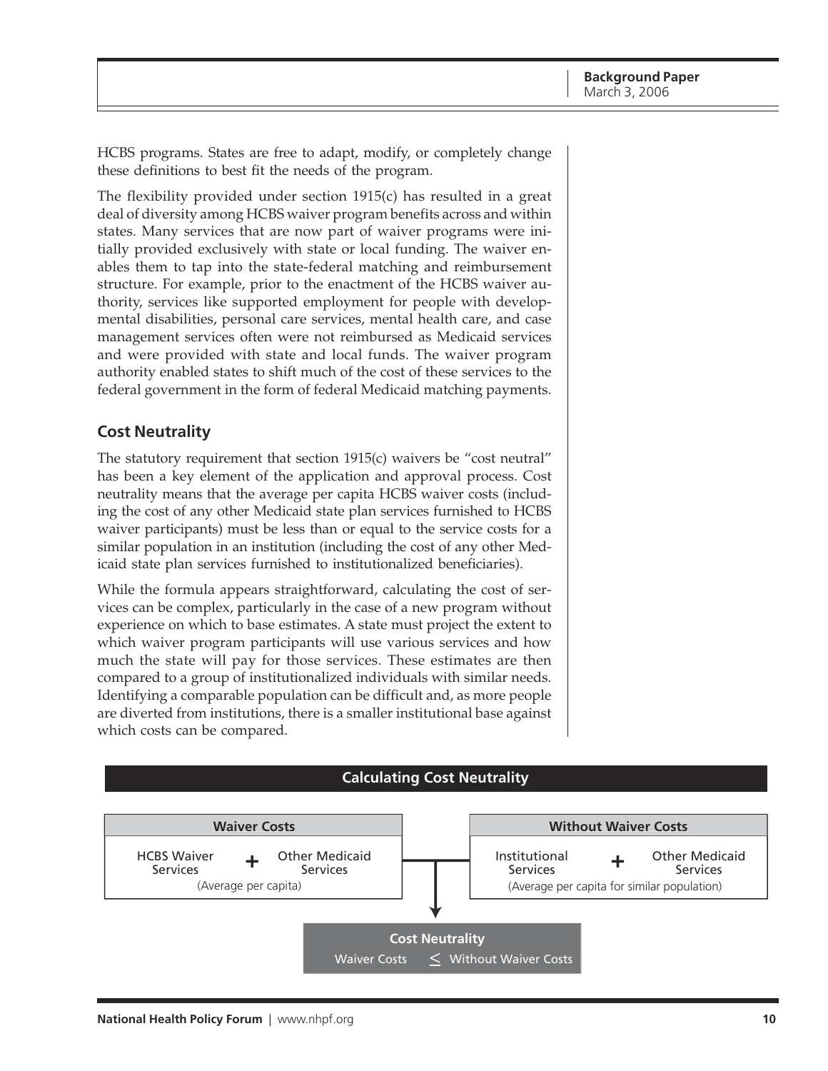HCBS programs. States are free to adapt, modify, or completely change these definitions to best fit the needs of the program.

The flexibility provided under section 1915(c) has resulted in a great deal of diversity among HCBS waiver program benefits across and within states. Many services that are now part of waiver programs were initially provided exclusively with state or local funding. The waiver enables them to tap into the state-federal matching and reimbursement structure. For example, prior to the enactment of the HCBS waiver authority, services like supported employment for people with developmental disabilities, personal care services, mental health care, and case management services often were not reimbursed as Medicaid services and were provided with state and local funds. The waiver program authority enabled states to shift much of the cost of these services to the federal government in the form of federal Medicaid matching payments.

## Cost Neutrality

The statutory requirement that section 1915(c) waivers be "cost neutral" has been a key element of the application and approval process. Cost neutrality means that the average per capita HCBS waiver costs (including the cost of any other Medicaid state plan services furnished to HCBS waiver participants) must be less than or equal to the service costs for a similar population in an institution (including the cost of any other Medicaid state plan services furnished to institutionalized beneficiaries).

While the formula appears straightforward, calculating the cost of services can be complex, particularly in the case of a new program without experience on which to base estimates. A state must project the extent to which waiver program participants will use various services and how much the state will pay for those services. These estimates are then compared to a group of institutionalized individuals with similar needs. Identifying a comparable population can be difficult and, as more people are diverted from institutions, there is a smaller institutional base against which costs can be compared.

### Calculating Cost Neutrality

| Waiver Costs | Without Waiver Costs |
|---|---|
| HCBS Waiver Services + Other Medicaid Services (Average per capita) | Institutional Services + Other Medicaid Services (Average per capita for similar population) |

**Cost Neutrality**

Waiver Costs $\leq$ Without Waiver Costs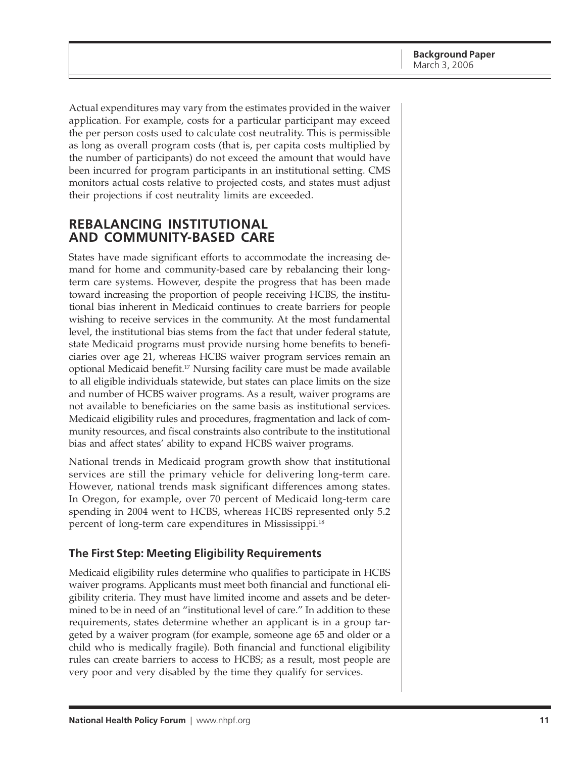Actual expenditures may vary from the estimates provided in the waiver application. For example, costs for a particular participant may exceed the per person costs used to calculate cost neutrality. This is permissible as long as overall program costs (that is, per capita costs multiplied by the number of participants) do not exceed the amount that would have been incurred for program participants in an institutional setting. CMS monitors actual costs relative to projected costs, and states must adjust their projections if cost neutrality limits are exceeded.

## REBALANCING INSTITUTIONAL AND COMMUNITY-BASED CARE

States have made significant efforts to accommodate the increasing demand for home and community-based care by rebalancing their long-term care systems. However, despite the progress that has been made toward increasing the proportion of people receiving HCBS, the institutional bias inherent in Medicaid continues to create barriers for people wishing to receive services in the community. At the most fundamental level, the institutional bias stems from the fact that under federal statute, state Medicaid programs must provide nursing home benefits to beneficiaries over age 21, whereas HCBS waiver program services remain an optional Medicaid benefit.[17] Nursing facility care must be made available to all eligible individuals statewide, but states can place limits on the size and number of HCBS waiver programs. As a result, waiver programs are not available to beneficiaries on the same basis as institutional services. Medicaid eligibility rules and procedures, fragmentation and lack of community resources, and fiscal constraints also contribute to the institutional bias and affect states' ability to expand HCBS waiver programs.

National trends in Medicaid program growth show that institutional services are still the primary vehicle for delivering long-term care. However, national trends mask significant differences among states. In Oregon, for example, over 70 percent of Medicaid long-term care spending in 2004 went to HCBS, whereas HCBS represented only 5.2 percent of long-term care expenditures in Mississippi.[18]

### The First Step: Meeting Eligibility Requirements

Medicaid eligibility rules determine who qualifies to participate in HCBS waiver programs. Applicants must meet both financial and functional eligibility criteria. They must have limited income and assets and be determined to be in need of an "institutional level of care." In addition to these requirements, states determine whether an applicant is in a group targeted by a waiver program (for example, someone age 65 and older or a child who is medically fragile). Both financial and functional eligibility rules can create barriers to access to HCBS; as a result, most people are very poor and very disabled by the time they qualify for services.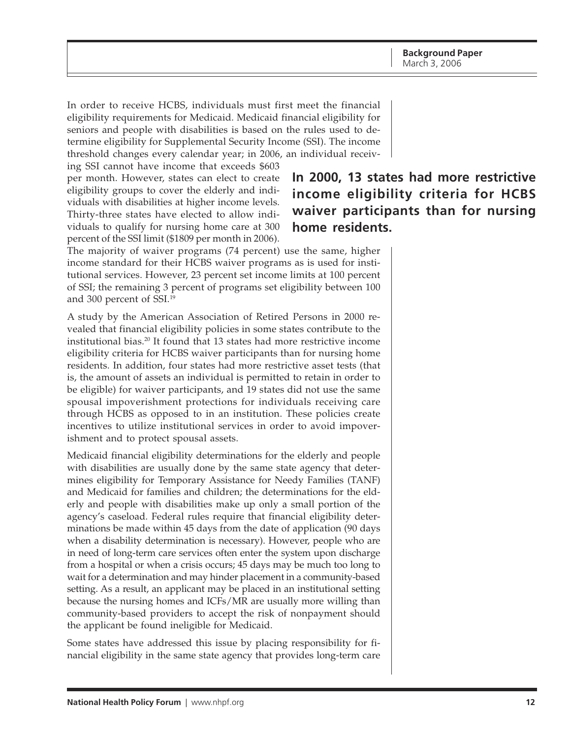In order to receive HCBS, individuals must first meet the financial eligibility requirements for Medicaid. Medicaid financial eligibility for seniors and people with disabilities is based on the rules used to determine eligibility for Supplemental Security Income (SSI). The income threshold changes every calendar year; in 2006, an individual receiving SSI cannot have income that exceeds $603 per month. However, states can elect to create eligibility groups to cover the elderly and individuals with disabilities at higher income levels. Thirty-three states have elected to allow individuals to qualify for nursing home care at 300 percent of the SSI limit ($1809 per month in 2006). The majority of waiver programs (74 percent) use the same, higher income standard for their HCBS waiver programs as is used for institutional services. However, 23 percent set income limits at 100 percent of SSI; the remaining 3 percent of programs set eligibility between 100 and 300 percent of SSI.[19]

**In 2000, 13 states had more restrictive income eligibility criteria for HCBS waiver participants than for nursing home residents.**

A study by the American Association of Retired Persons in 2000 revealed that financial eligibility policies in some states contribute to the institutional bias.[20] It found that 13 states had more restrictive income eligibility criteria for HCBS waiver participants than for nursing home residents. In addition, four states had more restrictive asset tests (that is, the amount of assets an individual is permitted to retain in order to be eligible) for waiver participants, and 19 states did not use the same spousal impoverishment protections for individuals receiving care through HCBS as opposed to in an institution. These policies create incentives to utilize institutional services in order to avoid impoverishment and to protect spousal assets.

Medicaid financial eligibility determinations for the elderly and people with disabilities are usually done by the same state agency that determines eligibility for Temporary Assistance for Needy Families (TANF) and Medicaid for families and children; the determinations for the elderly and people with disabilities make up only a small portion of the agency's caseload. Federal rules require that financial eligibility determinations be made within 45 days from the date of application (90 days when a disability determination is necessary). However, people who are in need of long-term care services often enter the system upon discharge from a hospital or when a crisis occurs; 45 days may be much too long to wait for a determination and may hinder placement in a community-based setting. As a result, an applicant may be placed in an institutional setting because the nursing homes and ICFs/MR are usually more willing than community-based providers to accept the risk of nonpayment should the applicant be found ineligible for Medicaid.

Some states have addressed this issue by placing responsibility for financial eligibility in the same state agency that provides long-term care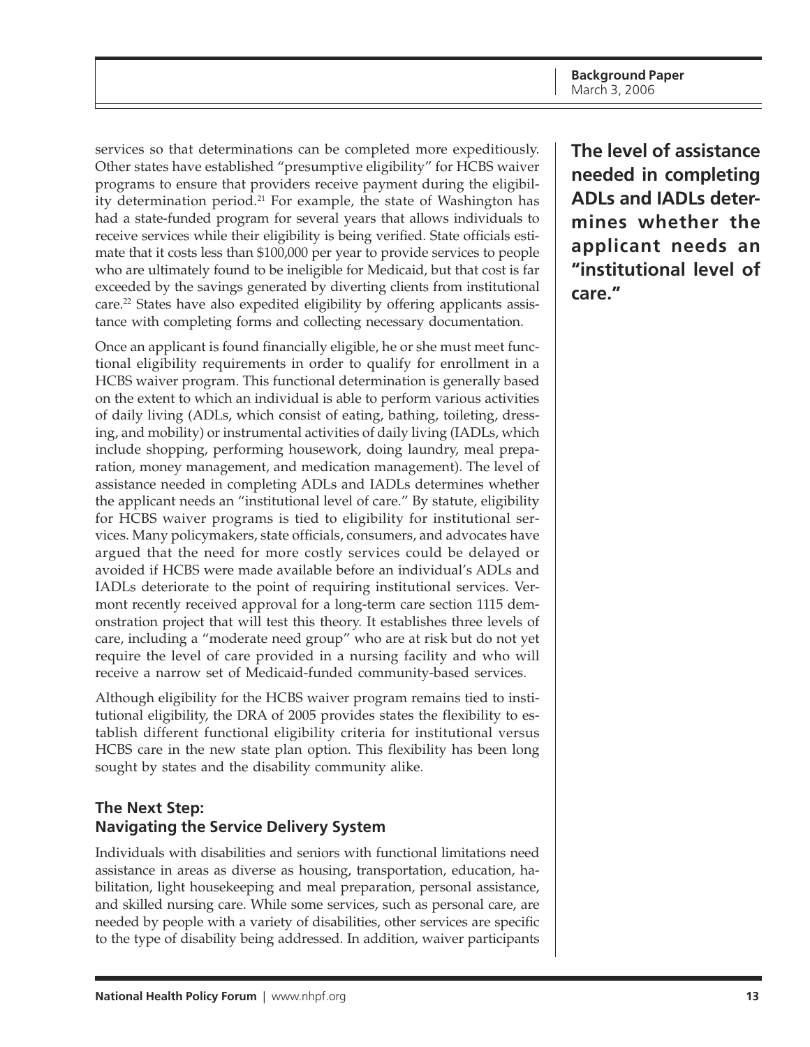services so that determinations can be completed more expeditiously. Other states have established "presumptive eligibility" for HCBS waiver programs to ensure that providers receive payment during the eligibility determination period.[21] For example, the state of Washington has had a state-funded program for several years that allows individuals to receive services while their eligibility is being verified. State officials estimate that it costs less than $100,000 per year to provide services to people who are ultimately found to be ineligible for Medicaid, but that cost is far exceeded by the savings generated by diverting clients from institutional care.[22] States have also expedited eligibility by offering applicants assistance with completing forms and collecting necessary documentation.

Once an applicant is found financially eligible, he or she must meet functional eligibility requirements in order to qualify for enrollment in a HCBS waiver program. This functional determination is generally based on the extent to which an individual is able to perform various activities of daily living (ADLs, which consist of eating, bathing, toileting, dressing, and mobility) or instrumental activities of daily living (IADLs, which include shopping, performing housework, doing laundry, meal preparation, money management, and medication management). The level of assistance needed in completing ADLs and IADLs determines whether the applicant needs an "institutional level of care." By statute, eligibility for HCBS waiver programs is tied to eligibility for institutional services. Many policymakers, state officials, consumers, and advocates have argued that the need for more costly services could be delayed or avoided if HCBS were made available before an individual's ADLs and IADLs deteriorate to the point of requiring institutional services. Vermont recently received approval for a long-term care section 1115 demonstration project that will test this theory. It establishes three levels of care, including a "moderate need group" who are at risk but do not yet require the level of care provided in a nursing facility and who will receive a narrow set of Medicaid-funded community-based services.

**The level of assistance needed in completing ADLs and IADLs determines whether the applicant needs an "institutional level of care."**

Although eligibility for the HCBS waiver program remains tied to institutional eligibility, the DRA of 2005 provides states the flexibility to establish different functional eligibility criteria for institutional versus HCBS care in the new state plan option. This flexibility has been long sought by states and the disability community alike.

### The Next Step: Navigating the Service Delivery System

Individuals with disabilities and seniors with functional limitations need assistance in areas as diverse as housing, transportation, education, habilitation, light housekeeping and meal preparation, personal assistance, and skilled nursing care. While some services, such as personal care, are needed by people with a variety of disabilities, other services are specific to the type of disability being addressed. In addition, waiver participants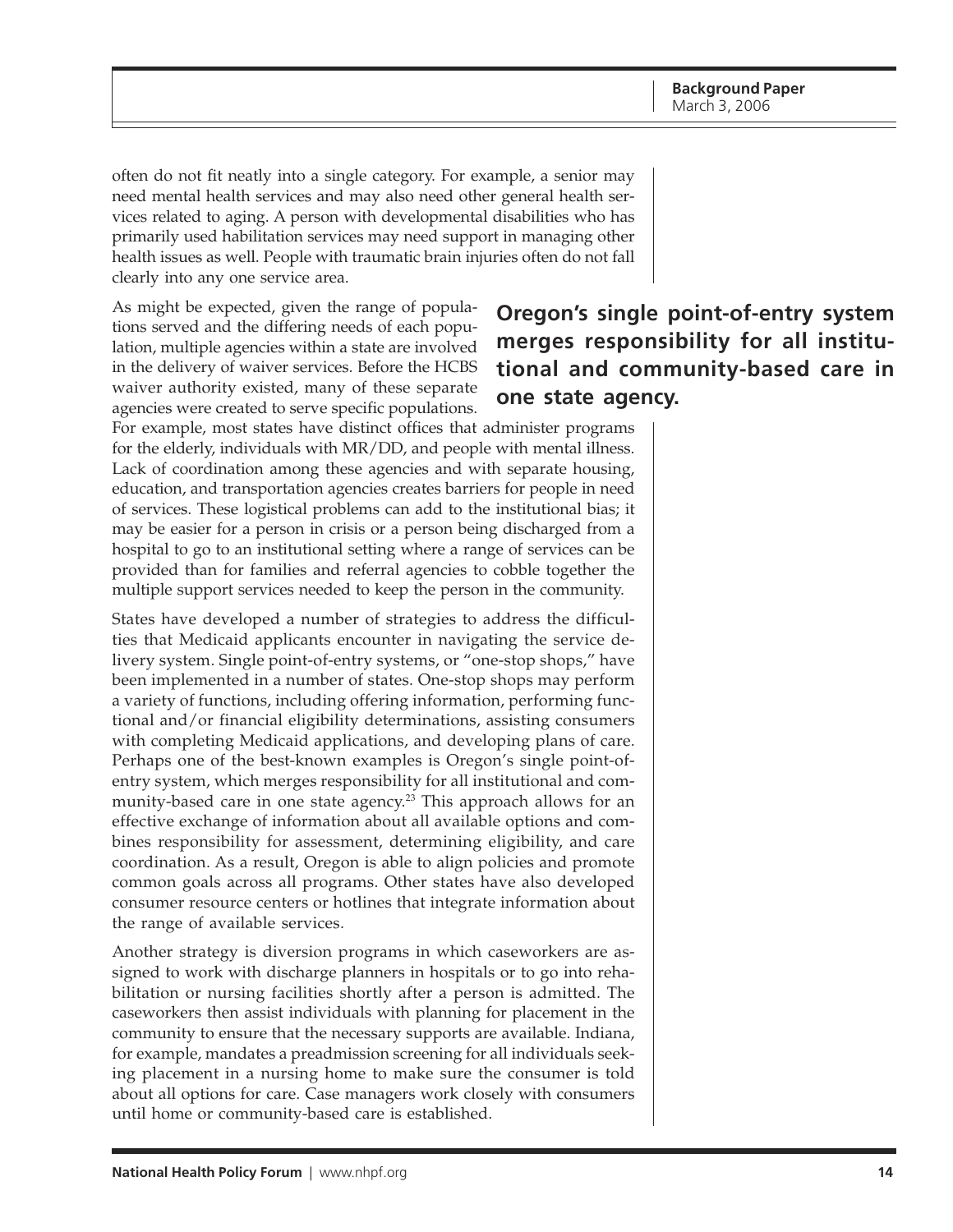often do not fit neatly into a single category. For example, a senior may need mental health services and may also need other general health services related to aging. A person with developmental disabilities who has primarily used habilitation services may need support in managing other health issues as well. People with traumatic brain injuries often do not fall clearly into any one service area.

**Oregon's single point-of-entry system merges responsibility for all institutional and community-based care in one state agency.**

As might be expected, given the range of populations served and the differing needs of each population, multiple agencies within a state are involved in the delivery of waiver services. Before the HCBS waiver authority existed, many of these separate agencies were created to serve specific populations. For example, most states have distinct offices that administer programs for the elderly, individuals with MR/DD, and people with mental illness. Lack of coordination among these agencies and with separate housing, education, and transportation agencies creates barriers for people in need of services. These logistical problems can add to the institutional bias; it may be easier for a person in crisis or a person being discharged from a hospital to go to an institutional setting where a range of services can be provided than for families and referral agencies to cobble together the multiple support services needed to keep the person in the community.

States have developed a number of strategies to address the difficulties that Medicaid applicants encounter in navigating the service delivery system. Single point-of-entry systems, or "one-stop shops," have been implemented in a number of states. One-stop shops may perform a variety of functions, including offering information, performing functional and/or financial eligibility determinations, assisting consumers with completing Medicaid applications, and developing plans of care. Perhaps one of the best-known examples is Oregon's single point-of-entry system, which merges responsibility for all institutional and community-based care in one state agency.[23] This approach allows for an effective exchange of information about all available options and combines responsibility for assessment, determining eligibility, and care coordination. As a result, Oregon is able to align policies and promote common goals across all programs. Other states have also developed consumer resource centers or hotlines that integrate information about the range of available services.

Another strategy is diversion programs in which caseworkers are assigned to work with discharge planners in hospitals or to go into rehabilitation or nursing facilities shortly after a person is admitted. The caseworkers then assist individuals with planning for placement in the community to ensure that the necessary supports are available. Indiana, for example, mandates a preadmission screening for all individuals seeking placement in a nursing home to make sure the consumer is told about all options for care. Case managers work closely with consumers until home or community-based care is established.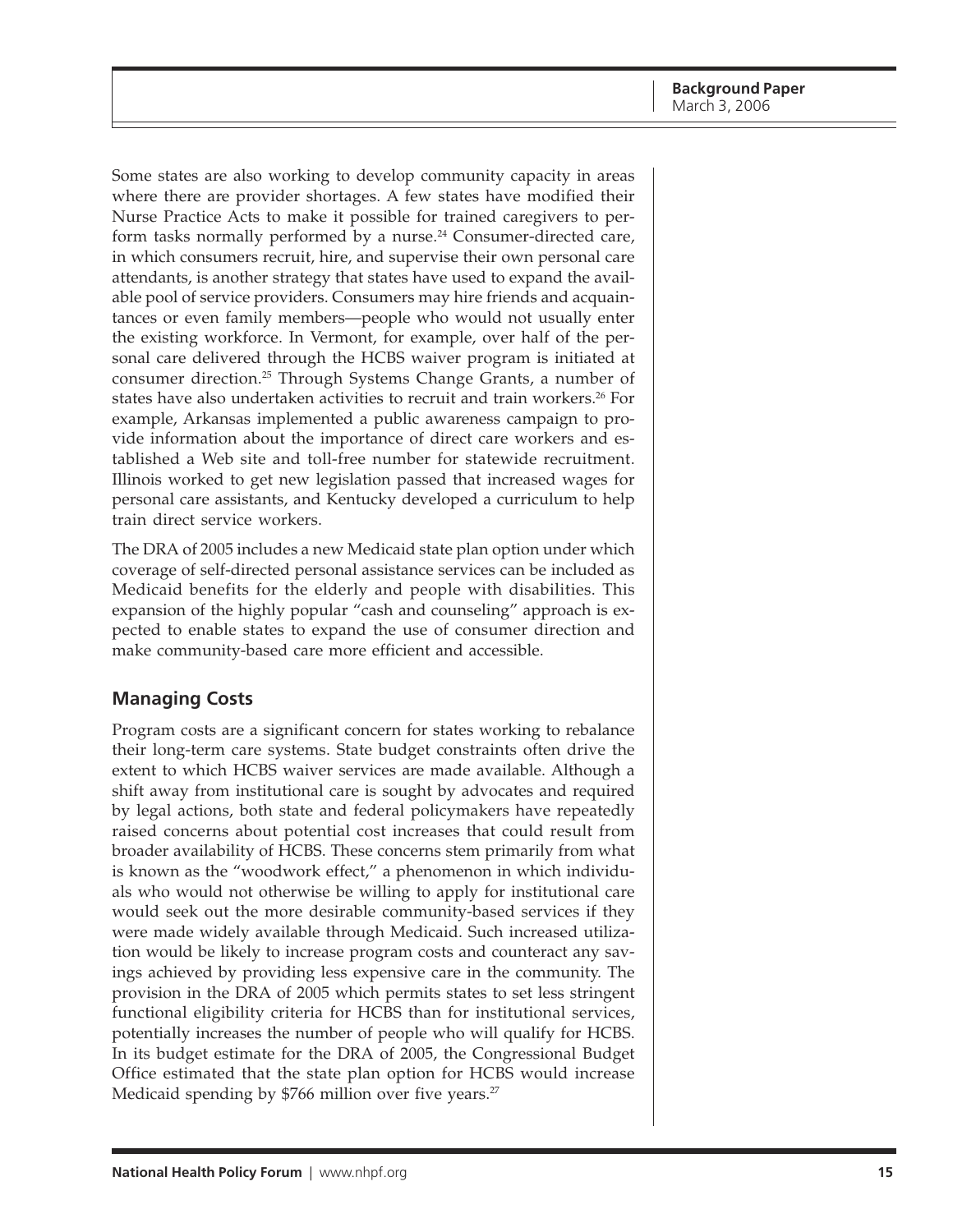Some states are also working to develop community capacity in areas where there are provider shortages. A few states have modified their Nurse Practice Acts to make it possible for trained caregivers to perform tasks normally performed by a nurse.[24] Consumer-directed care, in which consumers recruit, hire, and supervise their own personal care attendants, is another strategy that states have used to expand the available pool of service providers. Consumers may hire friends and acquaintances or even family members—people who would not usually enter the existing workforce. In Vermont, for example, over half of the personal care delivered through the HCBS waiver program is initiated at consumer direction.[25] Through Systems Change Grants, a number of states have also undertaken activities to recruit and train workers.[26] For example, Arkansas implemented a public awareness campaign to provide information about the importance of direct care workers and established a Web site and toll-free number for statewide recruitment. Illinois worked to get new legislation passed that increased wages for personal care assistants, and Kentucky developed a curriculum to help train direct service workers.

The DRA of 2005 includes a new Medicaid state plan option under which coverage of self-directed personal assistance services can be included as Medicaid benefits for the elderly and people with disabilities. This expansion of the highly popular "cash and counseling" approach is expected to enable states to expand the use of consumer direction and make community-based care more efficient and accessible.

## Managing Costs

Program costs are a significant concern for states working to rebalance their long-term care systems. State budget constraints often drive the extent to which HCBS waiver services are made available. Although a shift away from institutional care is sought by advocates and required by legal actions, both state and federal policymakers have repeatedly raised concerns about potential cost increases that could result from broader availability of HCBS. These concerns stem primarily from what is known as the "woodwork effect," a phenomenon in which individuals who would not otherwise be willing to apply for institutional care would seek out the more desirable community-based services if they were made widely available through Medicaid. Such increased utilization would be likely to increase program costs and counteract any savings achieved by providing less expensive care in the community. The provision in the DRA of 2005 which permits states to set less stringent functional eligibility criteria for HCBS than for institutional services, potentially increases the number of people who will qualify for HCBS. In its budget estimate for the DRA of 2005, the Congressional Budget Office estimated that the state plan option for HCBS would increase Medicaid spending by $766 million over five years.[27]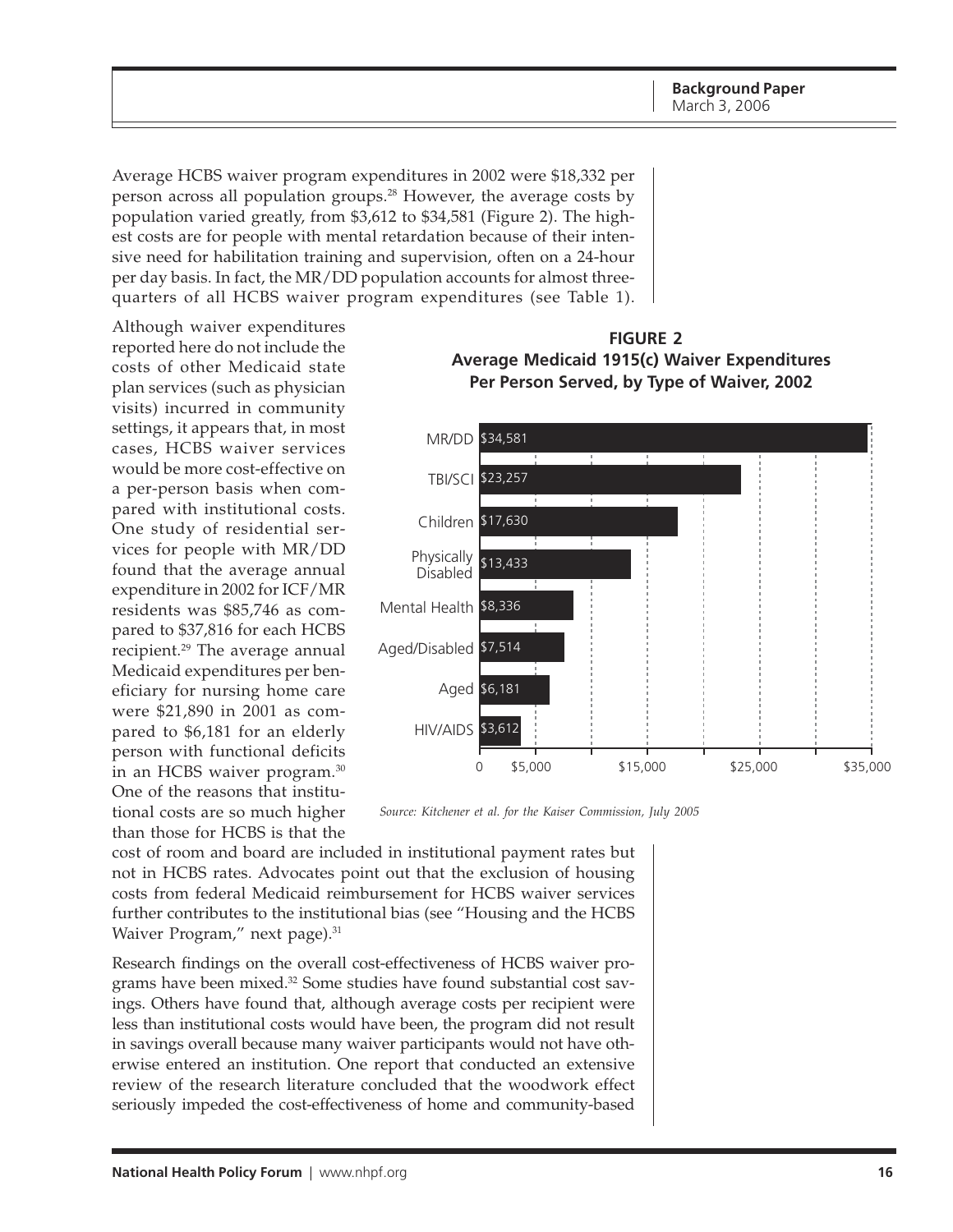Average HCBS waiver program expenditures in 2002 were $18,332 per person across all population groups.[28] However, the average costs by population varied greatly, from $3,612 to $34,581 (Figure 2). The highest costs are for people with mental retardation because of their intensive need for habilitation training and supervision, often on a 24-hour per day basis. In fact, the MR/DD population accounts for almost three-quarters of all HCBS waiver program expenditures (see Table 1).

Although waiver expenditures reported here do not include the costs of other Medicaid state plan services (such as physician visits) incurred in community settings, it appears that, in most cases, HCBS waiver services would be more cost-effective on a per-person basis when compared with institutional costs. One study of residential services for people with MR/DD found that the average annual expenditure in 2002 for ICF/MR residents was $85,746 as compared to $37,816 for each HCBS recipient.[29] The average annual Medicaid expenditures per beneficiary for nursing home care were $21,890 in 2001 as compared to $6,181 for an elderly person with functional deficits in an HCBS waiver program.[30] One of the reasons that institutional costs are so much higher than those for HCBS is that the cost of room and board are included in institutional payment rates but not in HCBS rates. Advocates point out that the exclusion of housing costs from federal Medicaid reimbursement for HCBS waiver services further contributes to the institutional bias (see "Housing and the HCBS Waiver Program," next page).[31]

**FIGURE 2**
**Average Medicaid 1915(c) Waiver Expenditures Per Person Served, by Type of Waiver, 2002**

| Type of Waiver | Expenditure per Person |
|---|---|
| MR/DD | $34,581 |
| TBI/SCI | $23,257 |
| Children | $17,630 |
| Physically Disabled | $13,433 |
| Mental Health | $8,336 |
| Aged/Disabled | $7,514 |
| Aged | $6,181 |
| HIV/AIDS | $3,612 |

*Source: Kitchener et al. for the Kaiser Commission, July 2005*

Research findings on the overall cost-effectiveness of HCBS waiver programs have been mixed.[32] Some studies have found substantial cost savings. Others have found that, although average costs per recipient were less than institutional costs would have been, the program did not result in savings overall because many waiver participants would not have otherwise entered an institution. One report that conducted an extensive review of the research literature concluded that the woodwork effect seriously impeded the cost-effectiveness of home and community-based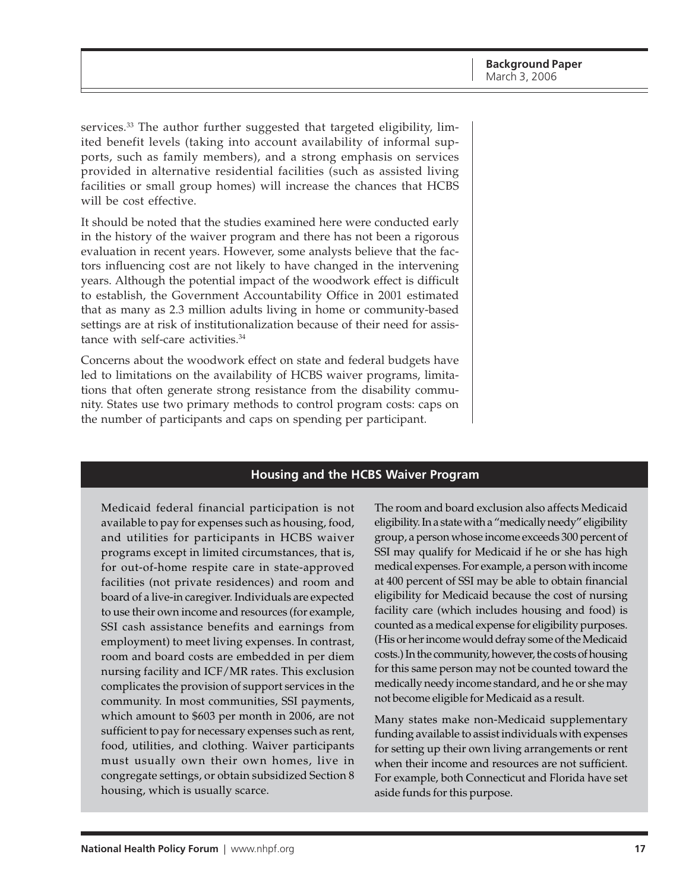services.[33] The author further suggested that targeted eligibility, limited benefit levels (taking into account availability of informal supports, such as family members), and a strong emphasis on services provided in alternative residential facilities (such as assisted living facilities or small group homes) will increase the chances that HCBS will be cost effective.

It should be noted that the studies examined here were conducted early in the history of the waiver program and there has not been a rigorous evaluation in recent years. However, some analysts believe that the factors influencing cost are not likely to have changed in the intervening years. Although the potential impact of the woodwork effect is difficult to establish, the Government Accountability Office in 2001 estimated that as many as 2.3 million adults living in home or community-based settings are at risk of institutionalization because of their need for assistance with self-care activities.[34]

Concerns about the woodwork effect on state and federal budgets have led to limitations on the availability of HCBS waiver programs, limitations that often generate strong resistance from the disability community. States use two primary methods to control program costs: caps on the number of participants and caps on spending per participant.

## Housing and the HCBS Waiver Program

Medicaid federal financial participation is not available to pay for expenses such as housing, food, and utilities for participants in HCBS waiver programs except in limited circumstances, that is, for out-of-home respite care in state-approved facilities (not private residences) and room and board of a live-in caregiver. Individuals are expected to use their own income and resources (for example, SSI cash assistance benefits and earnings from employment) to meet living expenses. In contrast, room and board costs are embedded in per diem nursing facility and ICF/MR rates. This exclusion complicates the provision of support services in the community. In most communities, SSI payments, which amount to $603 per month in 2006, are not sufficient to pay for necessary expenses such as rent, food, utilities, and clothing. Waiver participants must usually own their own homes, live in congregate settings, or obtain subsidized Section 8 housing, which is usually scarce.

The room and board exclusion also affects Medicaid eligibility. In a state with a "medically needy" eligibility group, a person whose income exceeds 300 percent of SSI may qualify for Medicaid if he or she has high medical expenses. For example, a person with income at 400 percent of SSI may be able to obtain financial eligibility for Medicaid because the cost of nursing facility care (which includes housing and food) is counted as a medical expense for eligibility purposes. (His or her income would defray some of the Medicaid costs.) In the community, however, the costs of housing for this same person may not be counted toward the medically needy income standard, and he or she may not become eligible for Medicaid as a result.

Many states make non-Medicaid supplementary funding available to assist individuals with expenses for setting up their own living arrangements or rent when their income and resources are not sufficient. For example, both Connecticut and Florida have set aside funds for this purpose.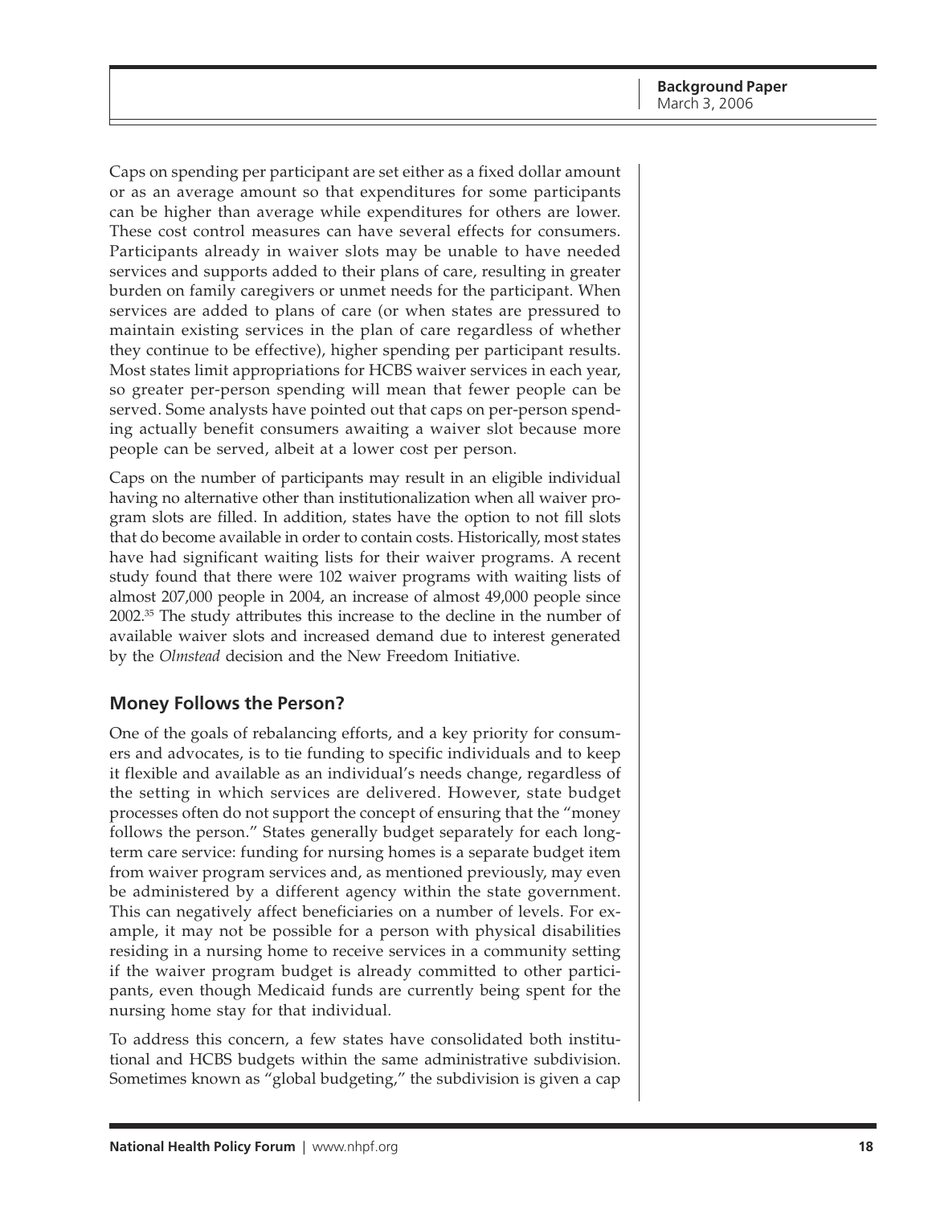Caps on spending per participant are set either as a fixed dollar amount or as an average amount so that expenditures for some participants can be higher than average while expenditures for others are lower. These cost control measures can have several effects for consumers. Participants already in waiver slots may be unable to have needed services and supports added to their plans of care, resulting in greater burden on family caregivers or unmet needs for the participant. When services are added to plans of care (or when states are pressured to maintain existing services in the plan of care regardless of whether they continue to be effective), higher spending per participant results. Most states limit appropriations for HCBS waiver services in each year, so greater per-person spending will mean that fewer people can be served. Some analysts have pointed out that caps on per-person spending actually benefit consumers awaiting a waiver slot because more people can be served, albeit at a lower cost per person.

Caps on the number of participants may result in an eligible individual having no alternative other than institutionalization when all waiver program slots are filled. In addition, states have the option to not fill slots that do become available in order to contain costs. Historically, most states have had significant waiting lists for their waiver programs. A recent study found that there were 102 waiver programs with waiting lists of almost 207,000 people in 2004, an increase of almost 49,000 people since 2002.[35] The study attributes this increase to the decline in the number of available waiver slots and increased demand due to interest generated by the *Olmstead* decision and the New Freedom Initiative.

## Money Follows the Person?

One of the goals of rebalancing efforts, and a key priority for consumers and advocates, is to tie funding to specific individuals and to keep it flexible and available as an individual's needs change, regardless of the setting in which services are delivered. However, state budget processes often do not support the concept of ensuring that the "money follows the person." States generally budget separately for each long-term care service: funding for nursing homes is a separate budget item from waiver program services and, as mentioned previously, may even be administered by a different agency within the state government. This can negatively affect beneficiaries on a number of levels. For example, it may not be possible for a person with physical disabilities residing in a nursing home to receive services in a community setting if the waiver program budget is already committed to other participants, even though Medicaid funds are currently being spent for the nursing home stay for that individual.

To address this concern, a few states have consolidated both institutional and HCBS budgets within the same administrative subdivision. Sometimes known as "global budgeting," the subdivision is given a cap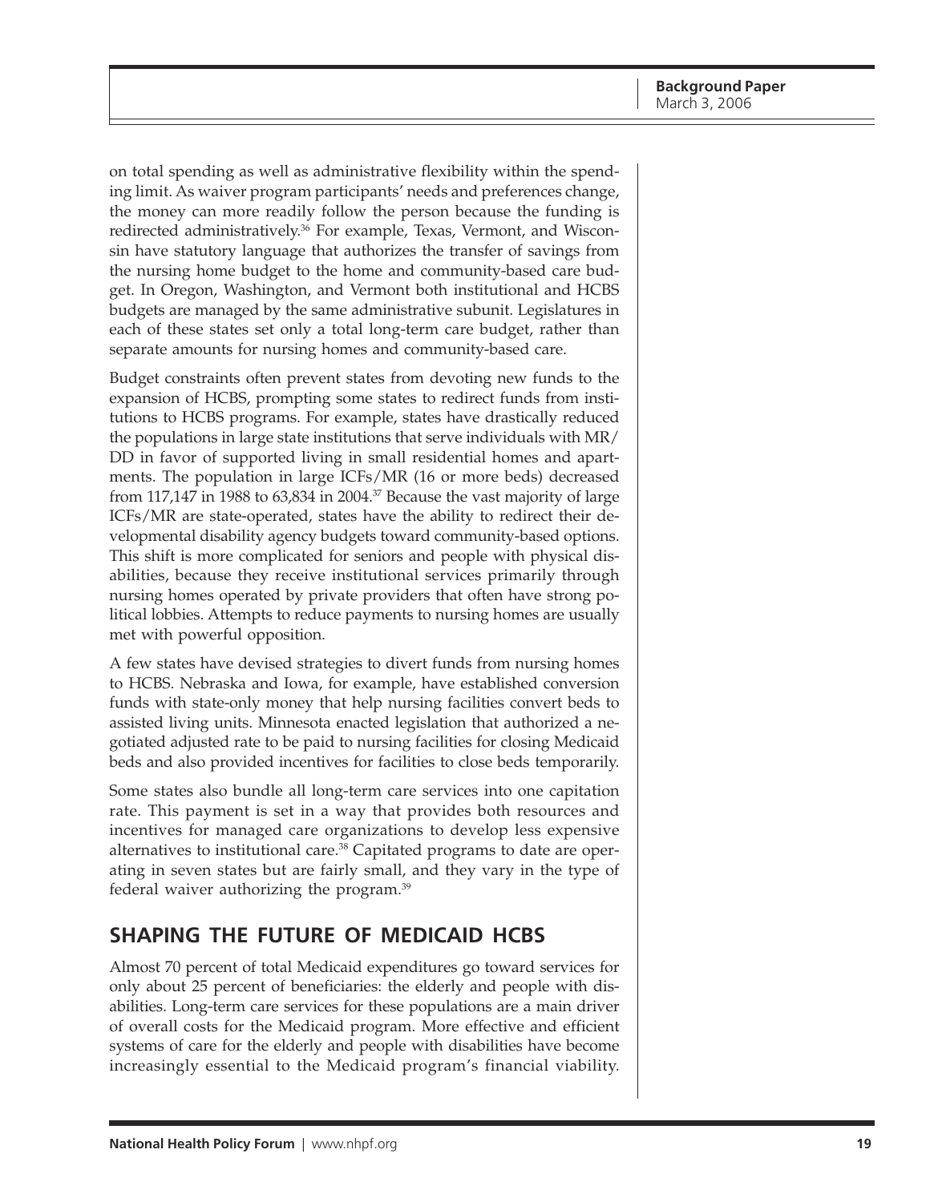on total spending as well as administrative flexibility within the spending limit. As waiver program participants' needs and preferences change, the money can more readily follow the person because the funding is redirected administratively.[36] For example, Texas, Vermont, and Wisconsin have statutory language that authorizes the transfer of savings from the nursing home budget to the home and community-based care budget. In Oregon, Washington, and Vermont both institutional and HCBS budgets are managed by the same administrative subunit. Legislatures in each of these states set only a total long-term care budget, rather than separate amounts for nursing homes and community-based care.

Budget constraints often prevent states from devoting new funds to the expansion of HCBS, prompting some states to redirect funds from institutions to HCBS programs. For example, states have drastically reduced the populations in large state institutions that serve individuals with MR/DD in favor of supported living in small residential homes and apartments. The population in large ICFs/MR (16 or more beds) decreased from 117,147 in 1988 to 63,834 in 2004.[37] Because the vast majority of large ICFs/MR are state-operated, states have the ability to redirect their developmental disability agency budgets toward community-based options. This shift is more complicated for seniors and people with physical disabilities, because they receive institutional services primarily through nursing homes operated by private providers that often have strong political lobbies. Attempts to reduce payments to nursing homes are usually met with powerful opposition.

A few states have devised strategies to divert funds from nursing homes to HCBS. Nebraska and Iowa, for example, have established conversion funds with state-only money that help nursing facilities convert beds to assisted living units. Minnesota enacted legislation that authorized a negotiated adjusted rate to be paid to nursing facilities for closing Medicaid beds and also provided incentives for facilities to close beds temporarily.

Some states also bundle all long-term care services into one capitation rate. This payment is set in a way that provides both resources and incentives for managed care organizations to develop less expensive alternatives to institutional care.[38] Capitated programs to date are operating in seven states but are fairly small, and they vary in the type of federal waiver authorizing the program.[39]

## SHAPING THE FUTURE OF MEDICAID HCBS

Almost 70 percent of total Medicaid expenditures go toward services for only about 25 percent of beneficiaries: the elderly and people with disabilities. Long-term care services for these populations are a main driver of overall costs for the Medicaid program. More effective and efficient systems of care for the elderly and people with disabilities have become increasingly essential to the Medicaid program's financial viability.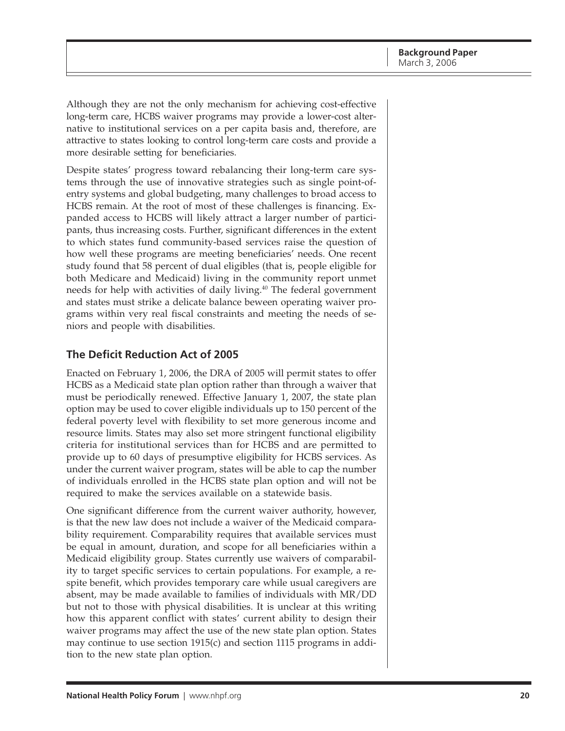Although they are not the only mechanism for achieving cost-effective long-term care, HCBS waiver programs may provide a lower-cost alternative to institutional services on a per capita basis and, therefore, are attractive to states looking to control long-term care costs and provide a more desirable setting for beneficiaries.

Despite states' progress toward rebalancing their long-term care systems through the use of innovative strategies such as single point-of-entry systems and global budgeting, many challenges to broad access to HCBS remain. At the root of most of these challenges is financing. Expanded access to HCBS will likely attract a larger number of participants, thus increasing costs. Further, significant differences in the extent to which states fund community-based services raise the question of how well these programs are meeting beneficiaries' needs. One recent study found that 58 percent of dual eligibles (that is, people eligible for both Medicare and Medicaid) living in the community report unmet needs for help with activities of daily living.[40] The federal government and states must strike a delicate balance beween operating waiver programs within very real fiscal constraints and meeting the needs of seniors and people with disabilities.

## The Deficit Reduction Act of 2005

Enacted on February 1, 2006, the DRA of 2005 will permit states to offer HCBS as a Medicaid state plan option rather than through a waiver that must be periodically renewed. Effective January 1, 2007, the state plan option may be used to cover eligible individuals up to 150 percent of the federal poverty level with flexibility to set more generous income and resource limits. States may also set more stringent functional eligibility criteria for institutional services than for HCBS and are permitted to provide up to 60 days of presumptive eligibility for HCBS services. As under the current waiver program, states will be able to cap the number of individuals enrolled in the HCBS state plan option and will not be required to make the services available on a statewide basis.

One significant difference from the current waiver authority, however, is that the new law does not include a waiver of the Medicaid comparability requirement. Comparability requires that available services must be equal in amount, duration, and scope for all beneficiaries within a Medicaid eligibility group. States currently use waivers of comparability to target specific services to certain populations. For example, a respite benefit, which provides temporary care while usual caregivers are absent, may be made available to families of individuals with MR/DD but not to those with physical disabilities. It is unclear at this writing how this apparent conflict with states' current ability to design their waiver programs may affect the use of the new state plan option. States may continue to use section 1915(c) and section 1115 programs in addition to the new state plan option.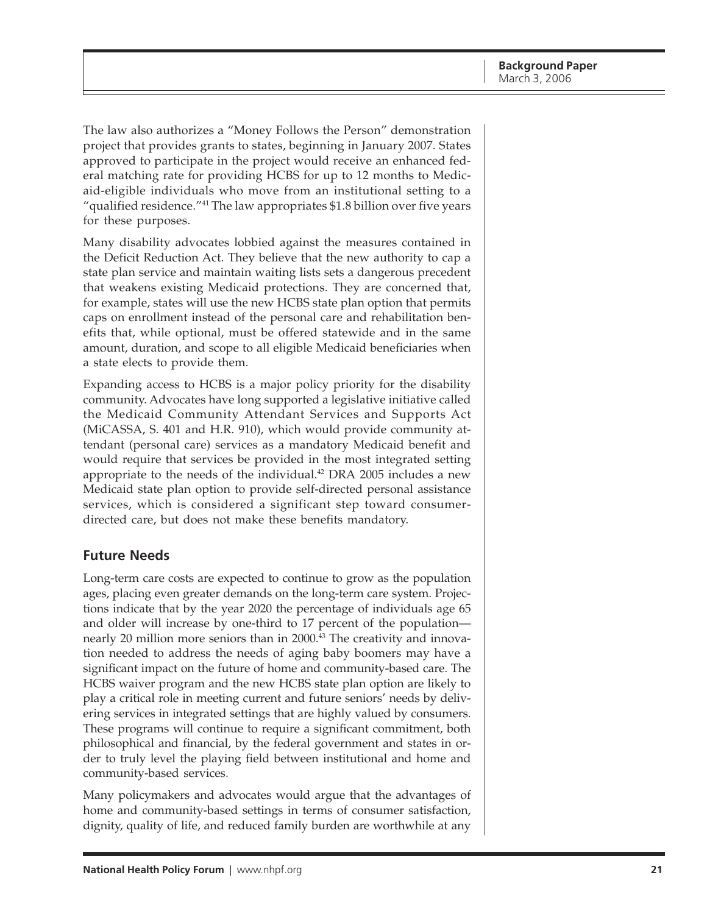The law also authorizes a "Money Follows the Person" demonstration project that provides grants to states, beginning in January 2007. States approved to participate in the project would receive an enhanced federal matching rate for providing HCBS for up to 12 months to Medicaid-eligible individuals who move from an institutional setting to a "qualified residence."[41] The law appropriates $1.8 billion over five years for these purposes.

Many disability advocates lobbied against the measures contained in the Deficit Reduction Act. They believe that the new authority to cap a state plan service and maintain waiting lists sets a dangerous precedent that weakens existing Medicaid protections. They are concerned that, for example, states will use the new HCBS state plan option that permits caps on enrollment instead of the personal care and rehabilitation benefits that, while optional, must be offered statewide and in the same amount, duration, and scope to all eligible Medicaid beneficiaries when a state elects to provide them.

Expanding access to HCBS is a major policy priority for the disability community. Advocates have long supported a legislative initiative called the Medicaid Community Attendant Services and Supports Act (MiCASSA, S. 401 and H.R. 910), which would provide community attendant (personal care) services as a mandatory Medicaid benefit and would require that services be provided in the most integrated setting appropriate to the needs of the individual.[42] DRA 2005 includes a new Medicaid state plan option to provide self-directed personal assistance services, which is considered a significant step toward consumer-directed care, but does not make these benefits mandatory.

## Future Needs

Long-term care costs are expected to continue to grow as the population ages, placing even greater demands on the long-term care system. Projections indicate that by the year 2020 the percentage of individuals age 65 and older will increase by one-third to 17 percent of the population—nearly 20 million more seniors than in 2000.[43] The creativity and innovation needed to address the needs of aging baby boomers may have a significant impact on the future of home and community-based care. The HCBS waiver program and the new HCBS state plan option are likely to play a critical role in meeting current and future seniors' needs by delivering services in integrated settings that are highly valued by consumers. These programs will continue to require a significant commitment, both philosophical and financial, by the federal government and states in order to truly level the playing field between institutional and home and community-based services.

Many policymakers and advocates would argue that the advantages of home and community-based settings in terms of consumer satisfaction, dignity, quality of life, and reduced family burden are worthwhile at any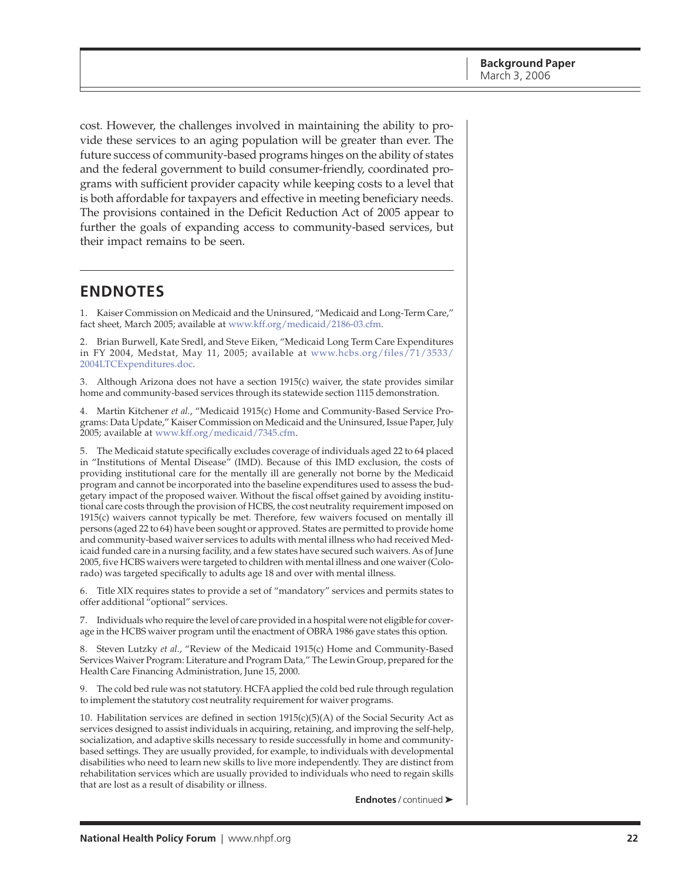cost. However, the challenges involved in maintaining the ability to provide these services to an aging population will be greater than ever. The future success of community-based programs hinges on the ability of states and the federal government to build consumer-friendly, coordinated programs with sufficient provider capacity while keeping costs to a level that is both affordable for taxpayers and effective in meeting beneficiary needs. The provisions contained in the Deficit Reduction Act of 2005 appear to further the goals of expanding access to community-based services, but their impact remains to be seen.

## ENDNOTES

1. Kaiser Commission on Medicaid and the Uninsured, "Medicaid and Long-Term Care," fact sheet, March 2005; available at www.kff.org/medicaid/2186-03.cfm.

2. Brian Burwell, Kate Sredl, and Steve Eiken, "Medicaid Long Term Care Expenditures in FY 2004, Medstat, May 11, 2005; available at www.hcbs.org/files/71/3533/2004LTCExpenditures.doc.

3. Although Arizona does not have a section 1915(c) waiver, the state provides similar home and community-based services through its statewide section 1115 demonstration.

4. Martin Kitchener *et al.*, "Medicaid 1915(c) Home and Community-Based Service Programs: Data Update," Kaiser Commission on Medicaid and the Uninsured, Issue Paper, July 2005; available at www.kff.org/medicaid/7345.cfm.

5. The Medicaid statute specifically excludes coverage of individuals aged 22 to 64 placed in "Institutions of Mental Disease" (IMD). Because of this IMD exclusion, the costs of providing institutional care for the mentally ill are generally not borne by the Medicaid program and cannot be incorporated into the baseline expenditures used to assess the budgetary impact of the proposed waiver. Without the fiscal offset gained by avoiding institutional care costs through the provision of HCBS, the cost neutrality requirement imposed on 1915(c) waivers cannot typically be met. Therefore, few waivers focused on mentally ill persons (aged 22 to 64) have been sought or approved. States are permitted to provide home and community-based waiver services to adults with mental illness who had received Medicaid funded care in a nursing facility, and a few states have secured such waivers. As of June 2005, five HCBS waivers were targeted to children with mental illness and one waiver (Colorado) was targeted specifically to adults age 18 and over with mental illness.

6. Title XIX requires states to provide a set of "mandatory" services and permits states to offer additional "optional" services.

7. Individuals who require the level of care provided in a hospital were not eligible for coverage in the HCBS waiver program until the enactment of OBRA 1986 gave states this option.

8. Steven Lutzky *et al.*, "Review of the Medicaid 1915(c) Home and Community-Based Services Waiver Program: Literature and Program Data," The Lewin Group, prepared for the Health Care Financing Administration, June 15, 2000.

9. The cold bed rule was not statutory. HCFA applied the cold bed rule through regulation to implement the statutory cost neutrality requirement for waiver programs.

10. Habilitation services are defined in section 1915(c)(5)(A) of the Social Security Act as services designed to assist individuals in acquiring, retaining, and improving the self-help, socialization, and adaptive skills necessary to reside successfully in home and community-based settings. They are usually provided, for example, to individuals with developmental disabilities who need to learn new skills to live more independently. They are distinct from rehabilitation services which are usually provided to individuals who need to regain skills that are lost as a result of disability or illness.

**Endnotes** / continued ➤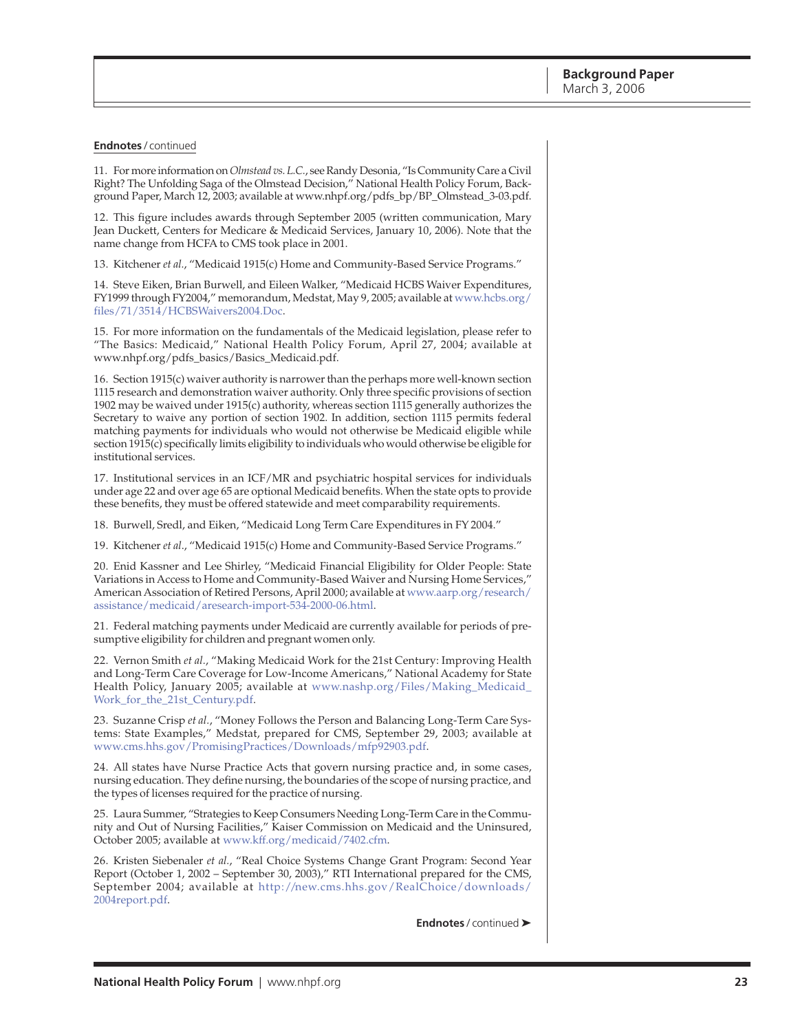**Endnotes** / continued

11. For more information on *Olmstead vs. L.C.*, see Randy Desonia, "Is Community Care a Civil Right? The Unfolding Saga of the Olmstead Decision," National Health Policy Forum, Background Paper, March 12, 2003; available at www.nhpf.org/pdfs_bp/BP_Olmstead_3-03.pdf.

12. This figure includes awards through September 2005 (written communication, Mary Jean Duckett, Centers for Medicare & Medicaid Services, January 10, 2006). Note that the name change from HCFA to CMS took place in 2001.

13. Kitchener *et al.*, "Medicaid 1915(c) Home and Community-Based Service Programs."

14. Steve Eiken, Brian Burwell, and Eileen Walker, "Medicaid HCBS Waiver Expenditures, FY1999 through FY2004," memorandum, Medstat, May 9, 2005; available at www.hcbs.org/files/71/3514/HCBSWaivers2004.Doc.

15. For more information on the fundamentals of the Medicaid legislation, please refer to "The Basics: Medicaid," National Health Policy Forum, April 27, 2004; available at www.nhpf.org/pdfs_basics/Basics_Medicaid.pdf.

16. Section 1915(c) waiver authority is narrower than the perhaps more well-known section 1115 research and demonstration waiver authority. Only three specific provisions of section 1902 may be waived under 1915(c) authority, whereas section 1115 generally authorizes the Secretary to waive any portion of section 1902. In addition, section 1115 permits federal matching payments for individuals who would not otherwise be Medicaid eligible while section 1915(c) specifically limits eligibility to individuals who would otherwise be eligible for institutional services.

17. Institutional services in an ICF/MR and psychiatric hospital services for individuals under age 22 and over age 65 are optional Medicaid benefits. When the state opts to provide these benefits, they must be offered statewide and meet comparability requirements.

18. Burwell, Sredl, and Eiken, "Medicaid Long Term Care Expenditures in FY 2004."

19. Kitchener *et al.*, "Medicaid 1915(c) Home and Community-Based Service Programs."

20. Enid Kassner and Lee Shirley, "Medicaid Financial Eligibility for Older People: State Variations in Access to Home and Community-Based Waiver and Nursing Home Services," American Association of Retired Persons, April 2000; available at www.aarp.org/research/assistance/medicaid/aresearch-import-534-2000-06.html.

21. Federal matching payments under Medicaid are currently available for periods of presumptive eligibility for children and pregnant women only.

22. Vernon Smith *et al.*, "Making Medicaid Work for the 21st Century: Improving Health and Long-Term Care Coverage for Low-Income Americans," National Academy for State Health Policy, January 2005; available at www.nashp.org/Files/Making_Medicaid_Work_for_the_21st_Century.pdf.

23. Suzanne Crisp *et al.*, "Money Follows the Person and Balancing Long-Term Care Systems: State Examples," Medstat, prepared for CMS, September 29, 2003; available at www.cms.hhs.gov/PromisingPractices/Downloads/mfp92903.pdf.

24. All states have Nurse Practice Acts that govern nursing practice and, in some cases, nursing education. They define nursing, the boundaries of the scope of nursing practice, and the types of licenses required for the practice of nursing.

25. Laura Summer, "Strategies to Keep Consumers Needing Long-Term Care in the Community and Out of Nursing Facilities," Kaiser Commission on Medicaid and the Uninsured, October 2005; available at www.kff.org/medicaid/7402.cfm.

26. Kristen Siebenaler *et al.*, "Real Choice Systems Change Grant Program: Second Year Report (October 1, 2002 – September 30, 2003)," RTI International prepared for the CMS, September 2004; available at http://new.cms.hhs.gov/RealChoice/downloads/2004report.pdf.

**Endnotes** / continued ➤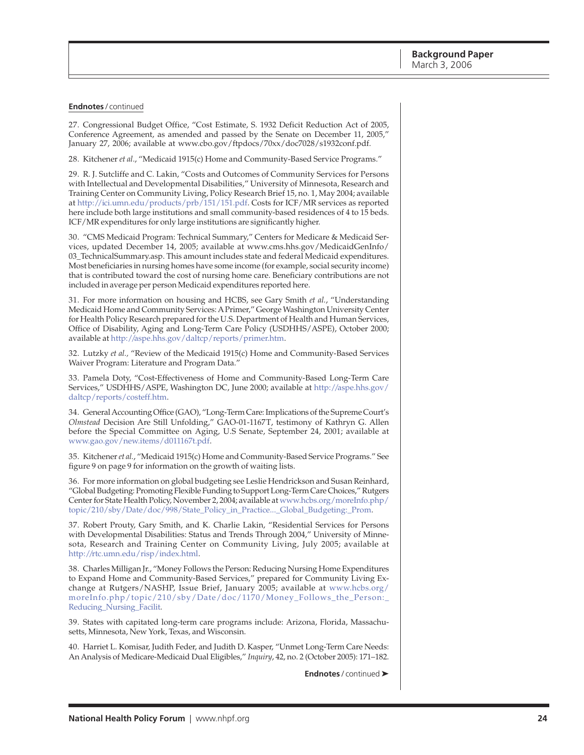**Endnotes** / continued

27. Congressional Budget Office, "Cost Estimate, S. 1932 Deficit Reduction Act of 2005, Conference Agreement, as amended and passed by the Senate on December 11, 2005," January 27, 2006; available at www.cbo.gov/ftpdocs/70xx/doc7028/s1932conf.pdf.

28. Kitchener *et al*., "Medicaid 1915(c) Home and Community-Based Service Programs."

29. R. J. Sutcliffe and C. Lakin, "Costs and Outcomes of Community Services for Persons with Intellectual and Developmental Disabilities," University of Minnesota, Research and Training Center on Community Living, Policy Research Brief 15, no. 1, May 2004; available at http://ici.umn.edu/products/prb/151/151.pdf. Costs for ICF/MR services as reported here include both large institutions and small community-based residences of 4 to 15 beds. ICF/MR expenditures for only large institutions are significantly higher.

30. "CMS Medicaid Program: Technical Summary," Centers for Medicare & Medicaid Services, updated December 14, 2005; available at www.cms.hhs.gov/MedicaidGenInfo/03_TechnicalSummary.asp. This amount includes state and federal Medicaid expenditures. Most beneficiaries in nursing homes have some income (for example, social security income) that is contributed toward the cost of nursing home care. Beneficiary contributions are not included in average per person Medicaid expenditures reported here.

31. For more information on housing and HCBS, see Gary Smith *et al.*, "Understanding Medicaid Home and Community Services: A Primer," George Washington University Center for Health Policy Research prepared for the U.S. Department of Health and Human Services, Office of Disability, Aging and Long-Term Care Policy (USDHHS/ASPE), October 2000; available at http://aspe.hhs.gov/daltcp/reports/primer.htm.

32. Lutzky *et al.,* "Review of the Medicaid 1915(c) Home and Community-Based Services Waiver Program: Literature and Program Data."

33. Pamela Doty, "Cost-Effectiveness of Home and Community-Based Long-Term Care Services," USDHHS/ASPE, Washington DC, June 2000; available at http://aspe.hhs.gov/daltcp/reports/costeff.htm.

34. General Accounting Office (GAO), "Long-Term Care: Implications of the Supreme Court's *Olmstead* Decision Are Still Unfolding," GAO-01-1167T, testimony of Kathryn G. Allen before the Special Committee on Aging, U.S Senate, September 24, 2001; available at www.gao.gov/new.items/d011167t.pdf.

35. Kitchener *et al.*, "Medicaid 1915(c) Home and Community-Based Service Programs." See figure 9 on page 9 for information on the growth of waiting lists.

36. For more information on global budgeting see Leslie Hendrickson and Susan Reinhard, "Global Budgeting: Promoting Flexible Funding to Support Long-Term Care Choices," Rutgers Center for State Health Policy, November 2, 2004; available at www.hcbs.org/moreInfo.php/topic/210/sby/Date/doc/998/State_Policy_in_Practice..._Global_Budgeting:_Prom.

37. Robert Prouty, Gary Smith, and K. Charlie Lakin, "Residential Services for Persons with Developmental Disabilities: Status and Trends Through 2004," University of Minnesota, Research and Training Center on Community Living, July 2005; available at http://rtc.umn.edu/risp/index.html.

38. Charles Milligan Jr., "Money Follows the Person: Reducing Nursing Home Expenditures to Expand Home and Community-Based Services," prepared for Community Living Exchange at Rutgers/NASHP, Issue Brief, January 2005; available at www.hcbs.org/moreInfo.php/topic/210/sby/Date/doc/1170/Money_Follows_the_Person:_Reducing_Nursing_Facilit.

39. States with capitated long-term care programs include: Arizona, Florida, Massachusetts, Minnesota, New York, Texas, and Wisconsin.

40. Harriet L. Komisar, Judith Feder, and Judith D. Kasper, "Unmet Long-Term Care Needs: An Analysis of Medicare-Medicaid Dual Eligibles," *Inquiry*, 42, no. 2 (October 2005): 171–182.

**Endnotes** / continued ➤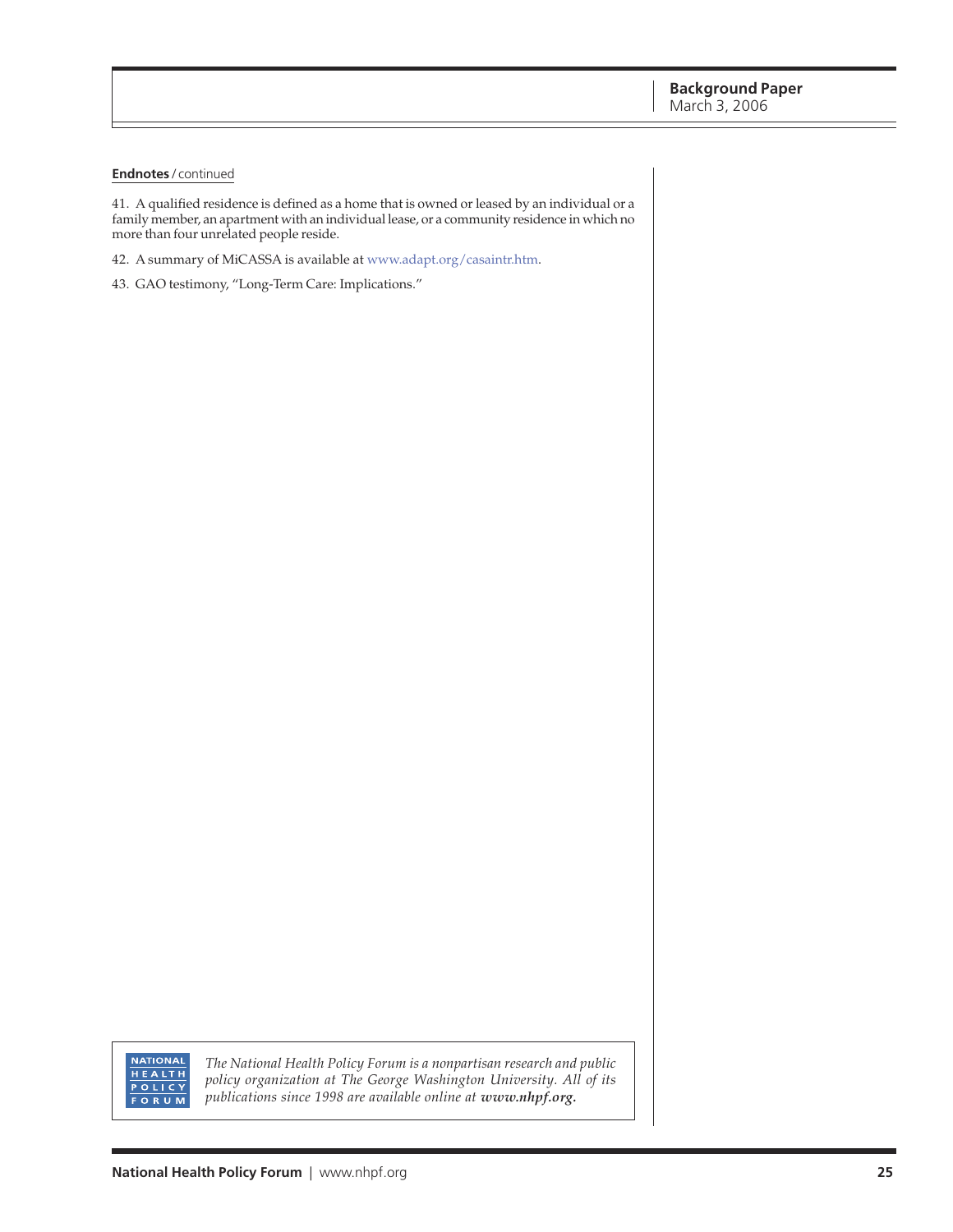**Endnotes** / continued

41. A qualified residence is defined as a home that is owned or leased by an individual or a family member, an apartment with an individual lease, or a community residence in which no more than four unrelated people reside.

42. A summary of MiCASSA is available at www.adapt.org/casaintr.htm.

43. GAO testimony, "Long-Term Care: Implications."

NATIONAL HEALTH POLICY FORUM

*The National Health Policy Forum is a nonpartisan research and public policy organization at The George Washington University. All of its publications since 1998 are available online at **www.nhpf.org**.*